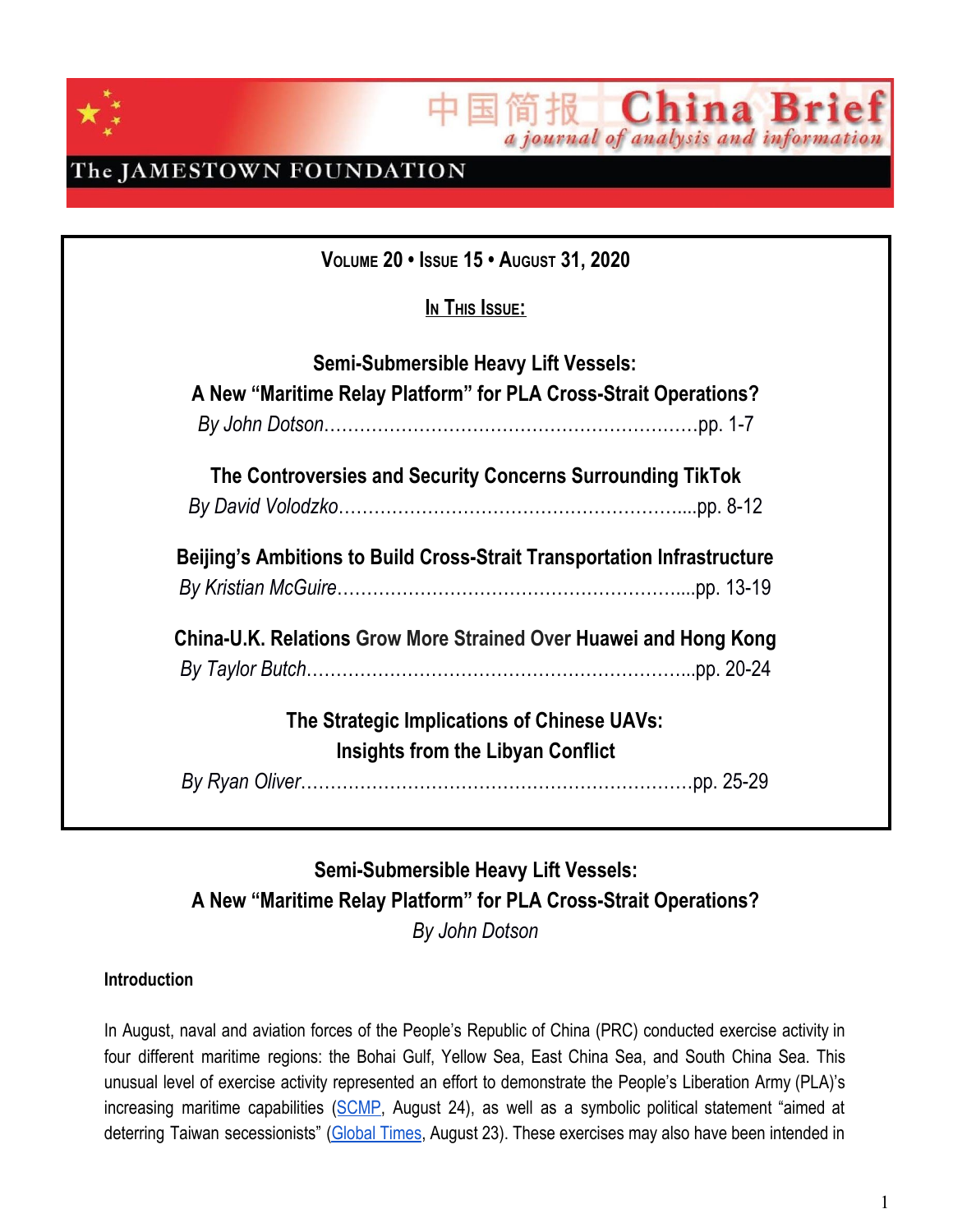中国简报 **China Brief**

*a journal of analysis and information*

The JAMESTOWN FOUNDATION

**VOLUME 20 • ISSUE 15 • AUGUST 31, 2020**

**IN THIS ISSUE:**

**Semi-Submersible Heavy Lift Vessels:**
**A New "Maritime Relay Platform" for PLA Cross-Strait Operations?**
*By John Dotson*……………………………………………………….pp. 1-7

**The Controversies and Security Concerns Surrounding TikTok**
*By David Volodzko*…………………………………………………....pp. 8-12

**Beijing's Ambitions to Build Cross-Strait Transportation Infrastructure**
*By Kristian McGuire*…………………………………………………....pp. 13-19

**China-U.K. Relations Grow More Strained Over Huawei and Hong Kong**
*By Taylor Butch*………………………………………………………...pp. 20-24

**The Strategic Implications of Chinese UAVs:**
**Insights from the Libyan Conflict**
*By Ryan Oliver*………………………………………………………….pp. 25-29

# Semi-Submersible Heavy Lift Vessels:
# A New "Maritime Relay Platform" for PLA Cross-Strait Operations?

*By John Dotson*

## Introduction

In August, naval and aviation forces of the People's Republic of China (PRC) conducted exercise activity in four different maritime regions: the Bohai Gulf, Yellow Sea, East China Sea, and South China Sea. This unusual level of exercise activity represented an effort to demonstrate the People's Liberation Army (PLA)'s increasing maritime capabilities (SCMP, August 24), as well as a symbolic political statement "aimed at deterring Taiwan secessionists" (Global Times, August 23). These exercises may also have been intended in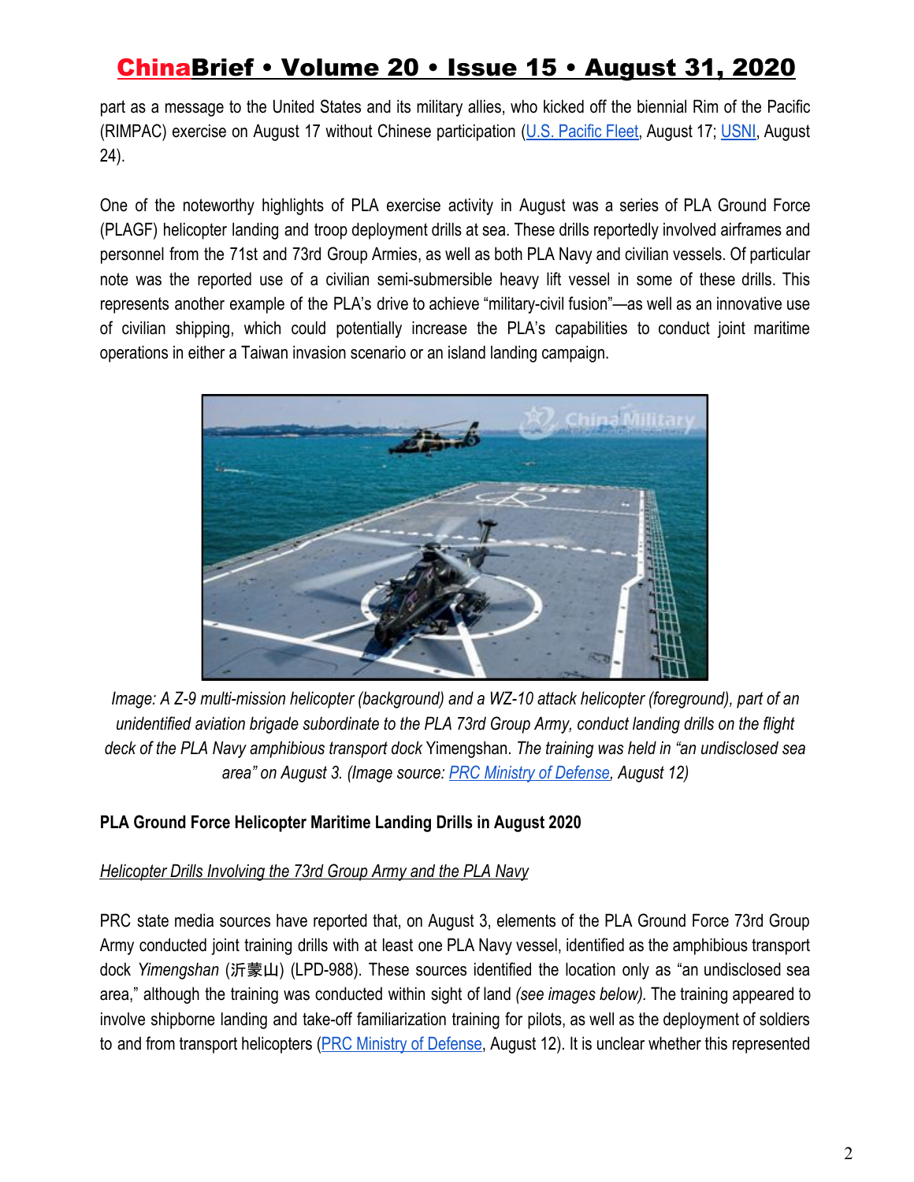part as a message to the United States and its military allies, who kicked off the biennial Rim of the Pacific (RIMPAC) exercise on August 17 without Chinese participation (U.S. Pacific Fleet, August 17; USNI, August 24).

One of the noteworthy highlights of PLA exercise activity in August was a series of PLA Ground Force (PLAGF) helicopter landing and troop deployment drills at sea. These drills reportedly involved airframes and personnel from the 71st and 73rd Group Armies, as well as both PLA Navy and civilian vessels. Of particular note was the reported use of a civilian semi-submersible heavy lift vessel in some of these drills. This represents another example of the PLA's drive to achieve "military-civil fusion"—as well as an innovative use of civilian shipping, which could potentially increase the PLA's capabilities to conduct joint maritime operations in either a Taiwan invasion scenario or an island landing campaign.

*Image: A Z-9 multi-mission helicopter (background) and a WZ-10 attack helicopter (foreground), part of an unidentified aviation brigade subordinate to the PLA 73rd Group Army, conduct landing drills on the flight deck of the PLA Navy amphibious transport dock* Yimengshan. *The training was held in "an undisclosed sea area" on August 3. (Image source: PRC Ministry of Defense, August 12)*

**PLA Ground Force Helicopter Maritime Landing Drills in August 2020**

*Helicopter Drills Involving the 73rd Group Army and the PLA Navy*

PRC state media sources have reported that, on August 3, elements of the PLA Ground Force 73rd Group Army conducted joint training drills with at least one PLA Navy vessel, identified as the amphibious transport dock *Yimengshan* (沂蒙山) (LPD-988). These sources identified the location only as "an undisclosed sea area," although the training was conducted within sight of land *(see images below).* The training appeared to involve shipborne landing and take-off familiarization training for pilots, as well as the deployment of soldiers to and from transport helicopters (PRC Ministry of Defense, August 12). It is unclear whether this represented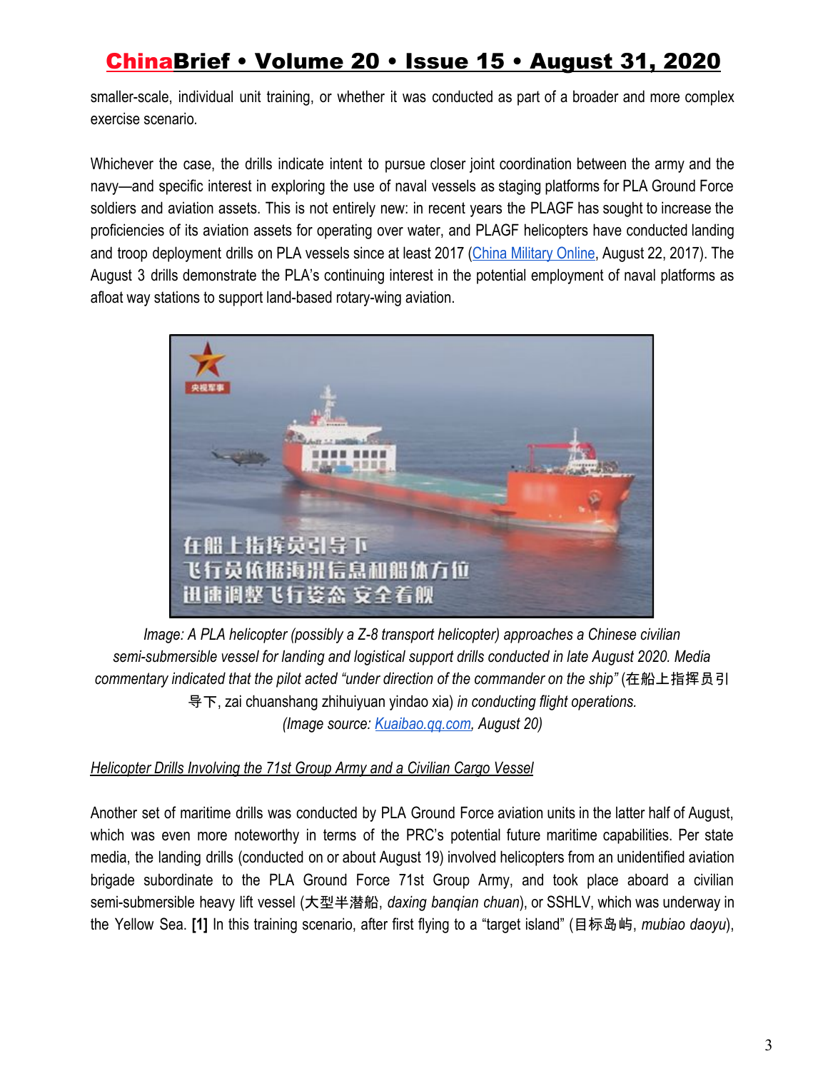smaller-scale, individual unit training, or whether it was conducted as part of a broader and more complex exercise scenario.

Whichever the case, the drills indicate intent to pursue closer joint coordination between the army and the navy—and specific interest in exploring the use of naval vessels as staging platforms for PLA Ground Force soldiers and aviation assets. This is not entirely new: in recent years the PLAGF has sought to increase the proficiencies of its aviation assets for operating over water, and PLAGF helicopters have conducted landing and troop deployment drills on PLA vessels since at least 2017 ([China Military Online](), August 22, 2017). The August 3 drills demonstrate the PLA's continuing interest in the potential employment of naval platforms as afloat way stations to support land-based rotary-wing aviation.

*Image: A PLA helicopter (possibly a Z-8 transport helicopter) approaches a Chinese civilian semi-submersible vessel for landing and logistical support drills conducted in late August 2020. Media commentary indicated that the pilot acted "under direction of the commander on the ship"* (在船上指挥员引导下, zai chuanshang zhihuiyuan yindao xia) *in conducting flight operations. (Image source: [Kuaibao.qq.com](), August 20)*

## Helicopter Drills Involving the 71st Group Army and a Civilian Cargo Vessel

Another set of maritime drills was conducted by PLA Ground Force aviation units in the latter half of August, which was even more noteworthy in terms of the PRC's potential future maritime capabilities. Per state media, the landing drills (conducted on or about August 19) involved helicopters from an unidentified aviation brigade subordinate to the PLA Ground Force 71st Group Army, and took place aboard a civilian semi-submersible heavy lift vessel (大型半潜船, *daxing banqian chuan*), or SSHLV, which was underway in the Yellow Sea. **[1]** In this training scenario, after first flying to a "target island" (目标岛屿, *mubiao daoyu*),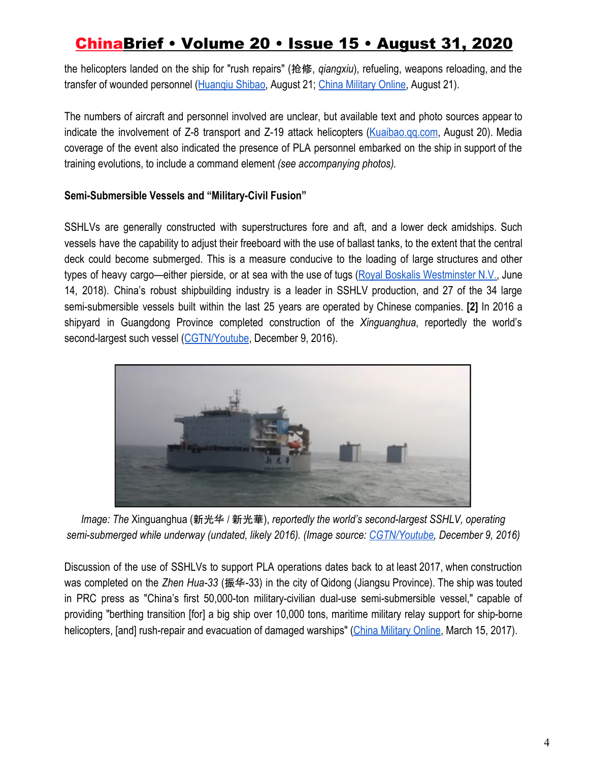the helicopters landed on the ship for "rush repairs" (抢修, *qiangxiu*), refueling, weapons reloading, and the transfer of wounded personnel (Huanqiu Shibao, August 21; China Military Online, August 21).

The numbers of aircraft and personnel involved are unclear, but available text and photo sources appear to indicate the involvement of Z-8 transport and Z-19 attack helicopters (Kuaibao.qq.com, August 20). Media coverage of the event also indicated the presence of PLA personnel embarked on the ship in support of the training evolutions, to include a command element *(see accompanying photos).*

**Semi-Submersible Vessels and "Military-Civil Fusion"**

SSHLVs are generally constructed with superstructures fore and aft, and a lower deck amidships. Such vessels have the capability to adjust their freeboard with the use of ballast tanks, to the extent that the central deck could become submerged. This is a measure conducive to the loading of large structures and other types of heavy cargo—either pierside, or at sea with the use of tugs (Royal Boskalis Westminster N.V., June 14, 2018). China's robust shipbuilding industry is a leader in SSHLV production, and 27 of the 34 large semi-submersible vessels built within the last 25 years are operated by Chinese companies. **[2]** In 2016 a shipyard in Guangdong Province completed construction of the *Xinguanghua*, reportedly the world's second-largest such vessel (CGTN/Youtube, December 9, 2016).

*Image: The* Xinguanghua (新光华 / 新光華), *reportedly the world's second-largest SSHLV, operating semi-submerged while underway (undated, likely 2016). (Image source: CGTN/Youtube, December 9, 2016)*

Discussion of the use of SSHLVs to support PLA operations dates back to at least 2017, when construction was completed on the *Zhen Hua-33* (振华-33) in the city of Qidong (Jiangsu Province). The ship was touted in PRC press as "China's first 50,000-ton military-civilian dual-use semi-submersible vessel," capable of providing "berthing transition [for] a big ship over 10,000 tons, maritime military relay support for ship-borne helicopters, [and] rush-repair and evacuation of damaged warships" (China Military Online, March 15, 2017).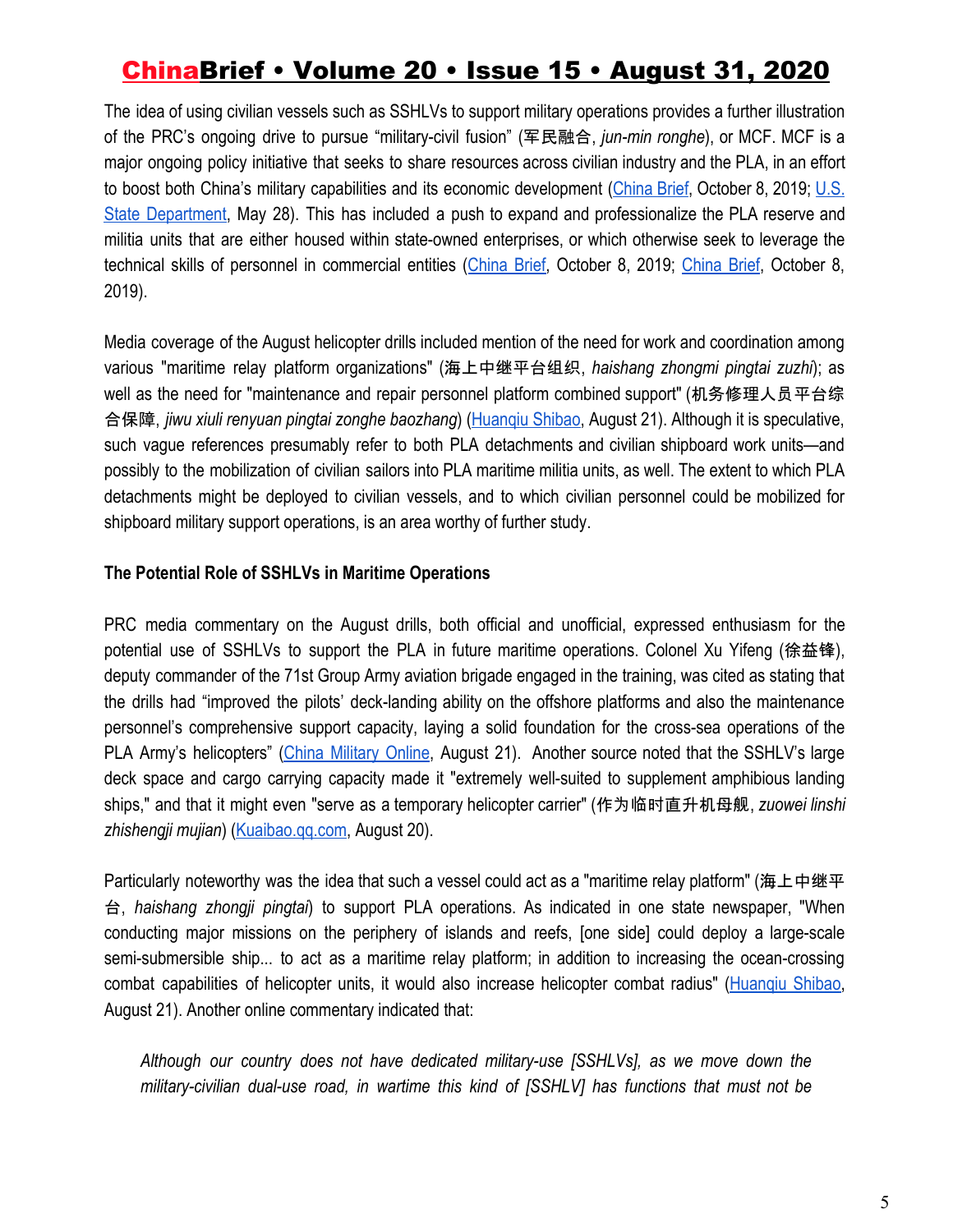The idea of using civilian vessels such as SSHLVs to support military operations provides a further illustration of the PRC's ongoing drive to pursue "military-civil fusion" (军民融合, *jun-min ronghe*), or MCF. MCF is a major ongoing policy initiative that seeks to share resources across civilian industry and the PLA, in an effort to boost both China's military capabilities and its economic development (China Brief, October 8, 2019; U.S. State Department, May 28). This has included a push to expand and professionalize the PLA reserve and militia units that are either housed within state-owned enterprises, or which otherwise seek to leverage the technical skills of personnel in commercial entities (China Brief, October 8, 2019; China Brief, October 8, 2019).

Media coverage of the August helicopter drills included mention of the need for work and coordination among various "maritime relay platform organizations" (海上中继平台组织, *haishang zhongmi pingtai zuzhi*); as well as the need for "maintenance and repair personnel platform combined support" (机务修理人员平台综合保障, *jiwu xiuli renyuan pingtai zonghe baozhang*) (Huanqiu Shibao, August 21). Although it is speculative, such vague references presumably refer to both PLA detachments and civilian shipboard work units—and possibly to the mobilization of civilian sailors into PLA maritime militia units, as well. The extent to which PLA detachments might be deployed to civilian vessels, and to which civilian personnel could be mobilized for shipboard military support operations, is an area worthy of further study.

**The Potential Role of SSHLVs in Maritime Operations**

PRC media commentary on the August drills, both official and unofficial, expressed enthusiasm for the potential use of SSHLVs to support the PLA in future maritime operations. Colonel Xu Yifeng (徐益锋), deputy commander of the 71st Group Army aviation brigade engaged in the training, was cited as stating that the drills had "improved the pilots' deck-landing ability on the offshore platforms and also the maintenance personnel's comprehensive support capacity, laying a solid foundation for the cross-sea operations of the PLA Army's helicopters" (China Military Online, August 21). Another source noted that the SSHLV's large deck space and cargo carrying capacity made it "extremely well-suited to supplement amphibious landing ships," and that it might even "serve as a temporary helicopter carrier" (作为临时直升机母舰, *zuowei linshi zhishengji mujian*) (Kuaibao.qq.com, August 20).

Particularly noteworthy was the idea that such a vessel could act as a "maritime relay platform" (海上中继平台, *haishang zhongji pingtai*) to support PLA operations. As indicated in one state newspaper, "When conducting major missions on the periphery of islands and reefs, [one side] could deploy a large-scale semi-submersible ship... to act as a maritime relay platform; in addition to increasing the ocean-crossing combat capabilities of helicopter units, it would also increase helicopter combat radius" (Huanqiu Shibao, August 21). Another online commentary indicated that:

> *Although our country does not have dedicated military-use [SSHLVs], as we move down the military-civilian dual-use road, in wartime this kind of [SSHLV] has functions that must not be*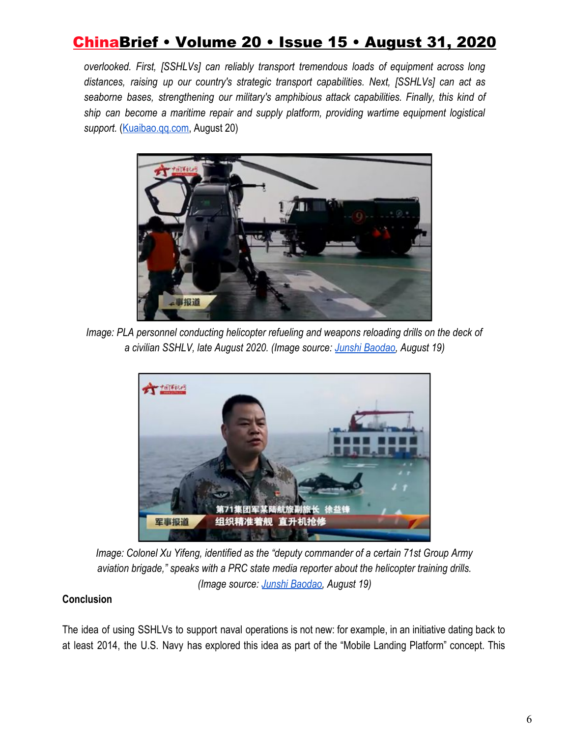*overlooked. First, [SSHLVs] can reliably transport tremendous loads of equipment across long distances, raising up our country's strategic transport capabilities. Next, [SSHLVs] can act as seaborne bases, strengthening our military's amphibious attack capabilities. Finally, this kind of ship can become a maritime repair and supply platform, providing wartime equipment logistical support.* (Kuaibao.qq.com, August 20)

*Image: PLA personnel conducting helicopter refueling and weapons reloading drills on the deck of a civilian SSHLV, late August 2020. (Image source: Junshi Baodao, August 19)*

*Image: Colonel Xu Yifeng, identified as the "deputy commander of a certain 71st Group Army aviation brigade," speaks with a PRC state media reporter about the helicopter training drills. (Image source: Junshi Baodao, August 19)*

**Conclusion**

The idea of using SSHLVs to support naval operations is not new: for example, in an initiative dating back to at least 2014, the U.S. Navy has explored this idea as part of the "Mobile Landing Platform" concept. This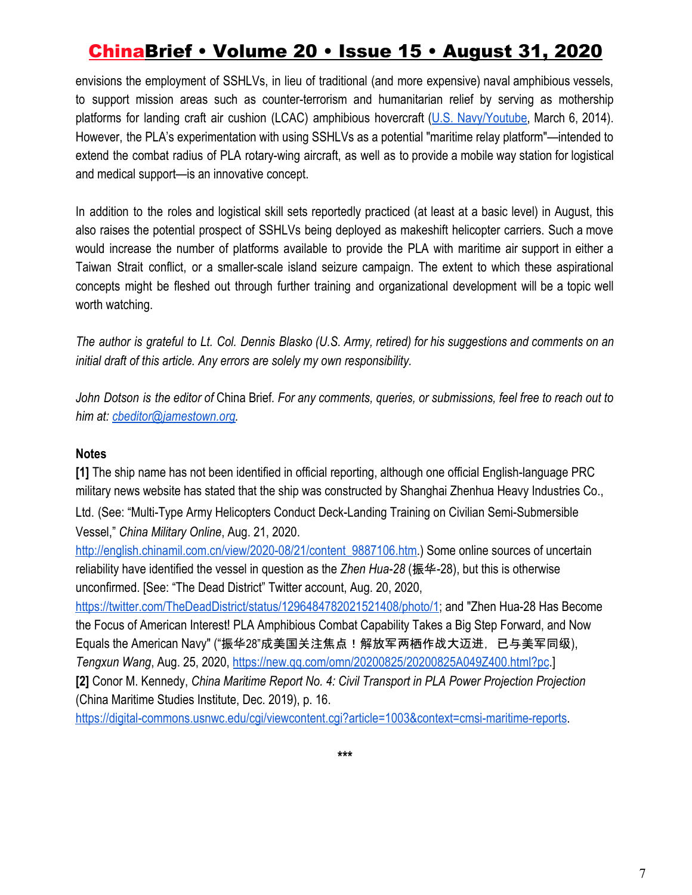envisions the employment of SSHLVs, in lieu of traditional (and more expensive) naval amphibious vessels, to support mission areas such as counter-terrorism and humanitarian relief by serving as mothership platforms for landing craft air cushion (LCAC) amphibious hovercraft (U.S. Navy/Youtube, March 6, 2014). However, the PLA's experimentation with using SSHLVs as a potential "maritime relay platform"—intended to extend the combat radius of PLA rotary-wing aircraft, as well as to provide a mobile way station for logistical and medical support—is an innovative concept.

In addition to the roles and logistical skill sets reportedly practiced (at least at a basic level) in August, this also raises the potential prospect of SSHLVs being deployed as makeshift helicopter carriers. Such a move would increase the number of platforms available to provide the PLA with maritime air support in either a Taiwan Strait conflict, or a smaller-scale island seizure campaign. The extent to which these aspirational concepts might be fleshed out through further training and organizational development will be a topic well worth watching.

*The author is grateful to Lt. Col. Dennis Blasko (U.S. Army, retired) for his suggestions and comments on an initial draft of this article. Any errors are solely my own responsibility.*

*John Dotson is the editor of* China Brief. *For any comments, queries, or submissions, feel free to reach out to him at: cbeditor@jamestown.org.*

**Notes**

**[1]** The ship name has not been identified in official reporting, although one official English-language PRC military news website has stated that the ship was constructed by Shanghai Zhenhua Heavy Industries Co., Ltd. (See: "Multi-Type Army Helicopters Conduct Deck-Landing Training on Civilian Semi-Submersible Vessel," *China Military Online*, Aug. 21, 2020. http://english.chinamil.com.cn/view/2020-08/21/content_9887106.htm.) Some online sources of uncertain reliability have identified the vessel in question as the *Zhen Hua-28* (振华-28), but this is otherwise unconfirmed. [See: "The Dead District" Twitter account, Aug. 20, 2020, https://twitter.com/TheDeadDistrict/status/1296484782021521408/photo/1; and "Zhen Hua-28 Has Become the Focus of American Interest! PLA Amphibious Combat Capability Takes a Big Step Forward, and Now Equals the American Navy" ("振华28"成美国关注焦点！解放军两栖作战大迈进，已与美军同级), *Tengxun Wang*, Aug. 25, 2020, https://new.qq.com/omn/20200825/20200825A049Z400.html?pc.]

**[2]** Conor M. Kennedy, *China Maritime Report No. 4: Civil Transport in PLA Power Projection Projection* (China Maritime Studies Institute, Dec. 2019), p. 16. https://digital-commons.usnwc.edu/cgi/viewcontent.cgi?article=1003&context=cmsi-maritime-reports.

***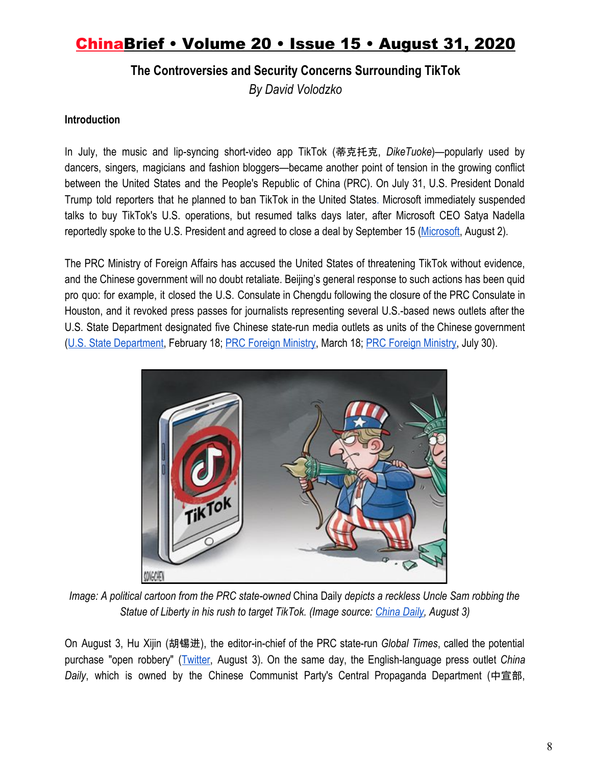## The Controversies and Security Concerns Surrounding TikTok

*By David Volodzko*

### Introduction

In July, the music and lip-syncing short-video app TikTok (蒂克托克, *DikeTuoke*)—popularly used by dancers, singers, magicians and fashion bloggers—became another point of tension in the growing conflict between the United States and the People's Republic of China (PRC). On July 31, U.S. President Donald Trump told reporters that he planned to ban TikTok in the United States. Microsoft immediately suspended talks to buy TikTok's U.S. operations, but resumed talks days later, after Microsoft CEO Satya Nadella reportedly spoke to the U.S. President and agreed to close a deal by September 15 (Microsoft, August 2).

The PRC Ministry of Foreign Affairs has accused the United States of threatening TikTok without evidence, and the Chinese government will no doubt retaliate. Beijing's general response to such actions has been quid pro quo: for example, it closed the U.S. Consulate in Chengdu following the closure of the PRC Consulate in Houston, and it revoked press passes for journalists representing several U.S.-based news outlets after the U.S. State Department designated five Chinese state-run media outlets as units of the Chinese government (U.S. State Department, February 18; PRC Foreign Ministry, March 18; PRC Foreign Ministry, July 30).

*Image: A political cartoon from the PRC state-owned* China Daily *depicts a reckless Uncle Sam robbing the Statue of Liberty in his rush to target TikTok. (Image source: China Daily, August 3)*

On August 3, Hu Xijin (胡锡进), the editor-in-chief of the PRC state-run *Global Times*, called the potential purchase "open robbery" (Twitter, August 3). On the same day, the English-language press outlet *China Daily*, which is owned by the Chinese Communist Party's Central Propaganda Department (中宣部,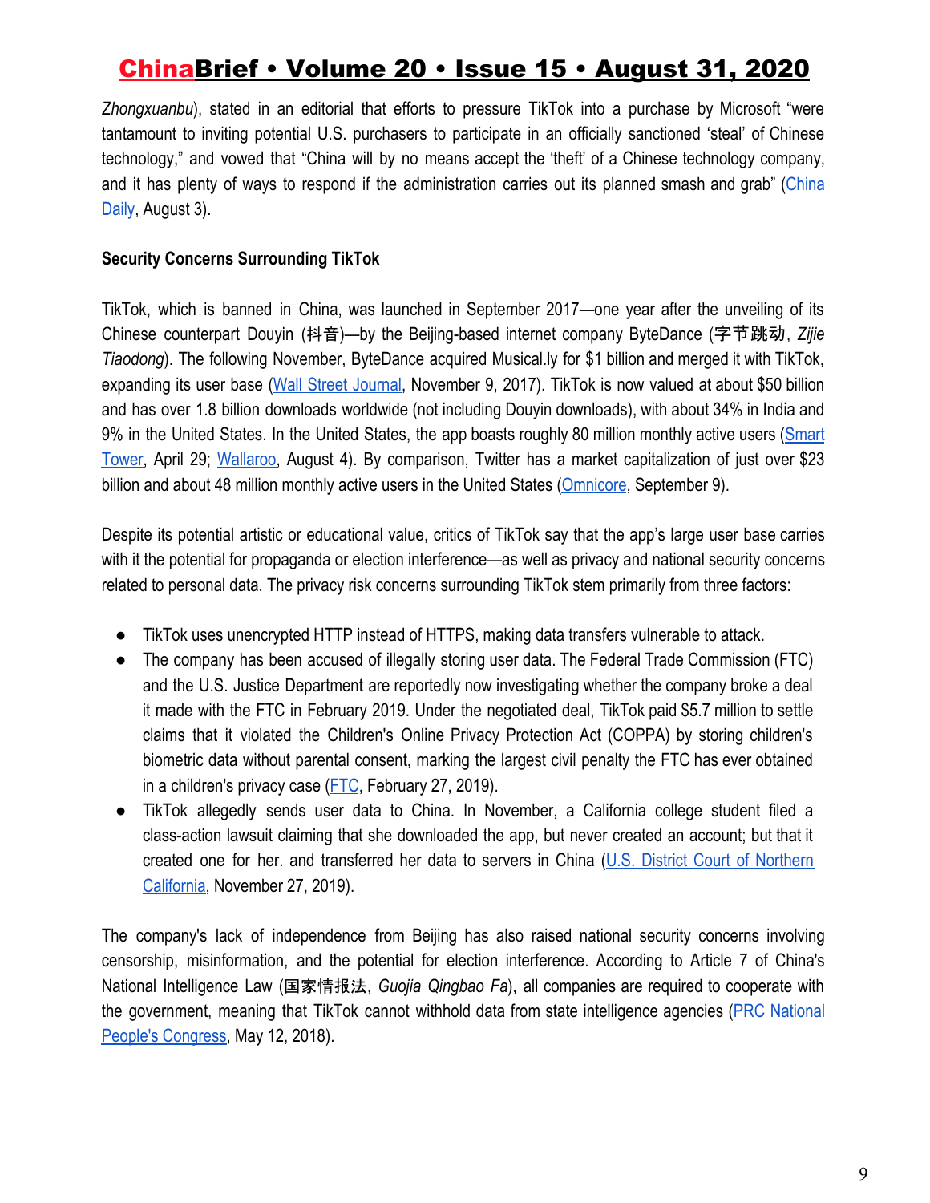*Zhongxuanbu*), stated in an editorial that efforts to pressure TikTok into a purchase by Microsoft "were tantamount to inviting potential U.S. purchasers to participate in an officially sanctioned 'steal' of Chinese technology," and vowed that "China will by no means accept the 'theft' of a Chinese technology company, and it has plenty of ways to respond if the administration carries out its planned smash and grab" (China Daily, August 3).

**Security Concerns Surrounding TikTok**

TikTok, which is banned in China, was launched in September 2017—one year after the unveiling of its Chinese counterpart Douyin (抖音)—by the Beijing-based internet company ByteDance (字节跳动, *Zijie Tiaodong*). The following November, ByteDance acquired Musical.ly for $1 billion and merged it with TikTok, expanding its user base (Wall Street Journal, November 9, 2017). TikTok is now valued at about $50 billion and has over 1.8 billion downloads worldwide (not including Douyin downloads), with about 34% in India and 9% in the United States. In the United States, the app boasts roughly 80 million monthly active users (Smart Tower, April 29; Wallaroo, August 4). By comparison, Twitter has a market capitalization of just over $23 billion and about 48 million monthly active users in the United States (Omnicore, September 9).

Despite its potential artistic or educational value, critics of TikTok say that the app's large user base carries with it the potential for propaganda or election interference—as well as privacy and national security concerns related to personal data. The privacy risk concerns surrounding TikTok stem primarily from three factors:

- TikTok uses unencrypted HTTP instead of HTTPS, making data transfers vulnerable to attack.
- The company has been accused of illegally storing user data. The Federal Trade Commission (FTC) and the U.S. Justice Department are reportedly now investigating whether the company broke a deal it made with the FTC in February 2019. Under the negotiated deal, TikTok paid $5.7 million to settle claims that it violated the Children's Online Privacy Protection Act (COPPA) by storing children's biometric data without parental consent, marking the largest civil penalty the FTC has ever obtained in a children's privacy case (FTC, February 27, 2019).
- TikTok allegedly sends user data to China. In November, a California college student filed a class-action lawsuit claiming that she downloaded the app, but never created an account; but that it created one for her. and transferred her data to servers in China (U.S. District Court of Northern California, November 27, 2019).

The company's lack of independence from Beijing has also raised national security concerns involving censorship, misinformation, and the potential for election interference. According to Article 7 of China's National Intelligence Law (国家情报法, *Guojia Qingbao Fa*), all companies are required to cooperate with the government, meaning that TikTok cannot withhold data from state intelligence agencies (PRC National People's Congress, May 12, 2018).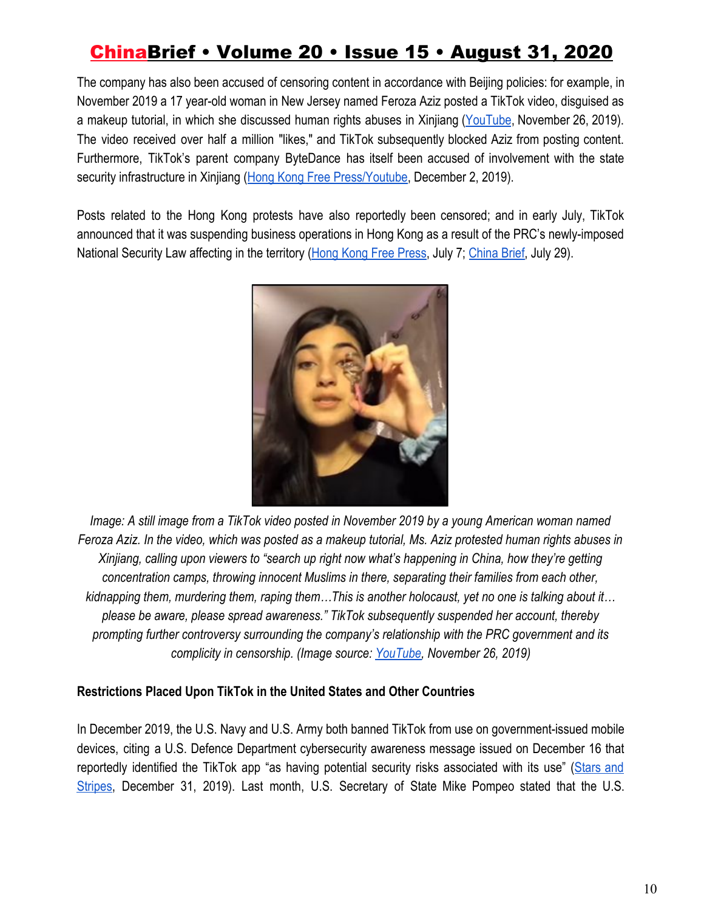The company has also been accused of censoring content in accordance with Beijing policies: for example, in November 2019 a 17 year-old woman in New Jersey named Feroza Aziz posted a TikTok video, disguised as a makeup tutorial, in which she discussed human rights abuses in Xinjiang (YouTube, November 26, 2019). The video received over half a million "likes," and TikTok subsequently blocked Aziz from posting content. Furthermore, TikTok's parent company ByteDance has itself been accused of involvement with the state security infrastructure in Xinjiang (Hong Kong Free Press/Youtube, December 2, 2019).

Posts related to the Hong Kong protests have also reportedly been censored; and in early July, TikTok announced that it was suspending business operations in Hong Kong as a result of the PRC's newly-imposed National Security Law affecting in the territory (Hong Kong Free Press, July 7; China Brief, July 29).

*Image: A still image from a TikTok video posted in November 2019 by a young American woman named Feroza Aziz. In the video, which was posted as a makeup tutorial, Ms. Aziz protested human rights abuses in Xinjiang, calling upon viewers to "search up right now what's happening in China, how they're getting concentration camps, throwing innocent Muslims in there, separating their families from each other, kidnapping them, murdering them, raping them…This is another holocaust, yet no one is talking about it… please be aware, please spread awareness." TikTok subsequently suspended her account, thereby prompting further controversy surrounding the company's relationship with the PRC government and its complicity in censorship. (Image source: YouTube, November 26, 2019)*

**Restrictions Placed Upon TikTok in the United States and Other Countries**

In December 2019, the U.S. Navy and U.S. Army both banned TikTok from use on government-issued mobile devices, citing a U.S. Defence Department cybersecurity awareness message issued on December 16 that reportedly identified the TikTok app "as having potential security risks associated with its use" (Stars and Stripes, December 31, 2019). Last month, U.S. Secretary of State Mike Pompeo stated that the U.S.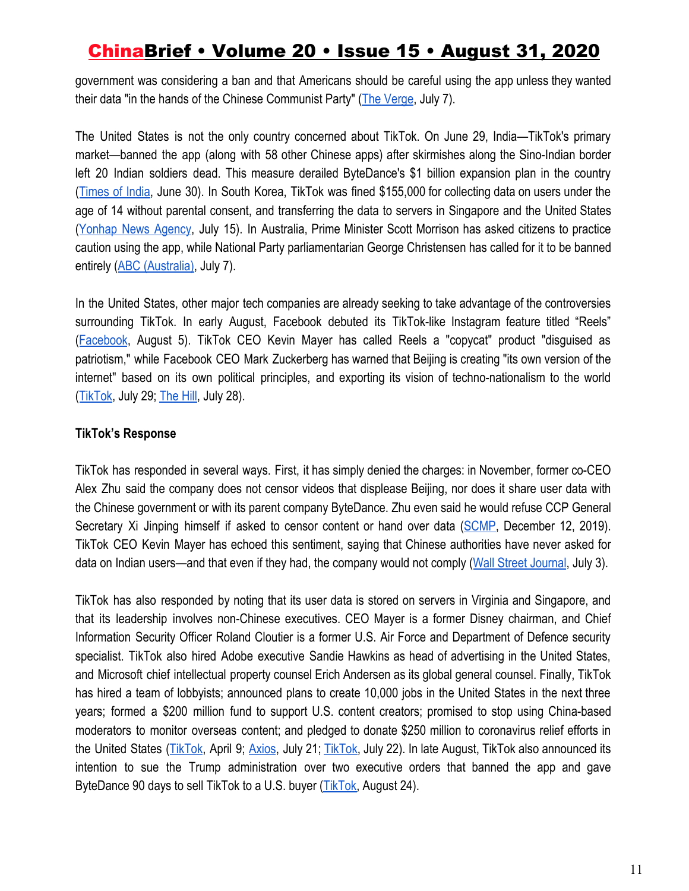government was considering a ban and that Americans should be careful using the app unless they wanted their data "in the hands of the Chinese Communist Party" (The Verge, July 7).

The United States is not the only country concerned about TikTok. On June 29, India—TikTok's primary market—banned the app (along with 58 other Chinese apps) after skirmishes along the Sino-Indian border left 20 Indian soldiers dead. This measure derailed ByteDance's $1 billion expansion plan in the country (Times of India, June 30). In South Korea, TikTok was fined $155,000 for collecting data on users under the age of 14 without parental consent, and transferring the data to servers in Singapore and the United States (Yonhap News Agency, July 15). In Australia, Prime Minister Scott Morrison has asked citizens to practice caution using the app, while National Party parliamentarian George Christensen has called for it to be banned entirely (ABC (Australia), July 7).

In the United States, other major tech companies are already seeking to take advantage of the controversies surrounding TikTok. In early August, Facebook debuted its TikTok-like Instagram feature titled “Reels” (Facebook, August 5). TikTok CEO Kevin Mayer has called Reels a "copycat" product "disguised as patriotism," while Facebook CEO Mark Zuckerberg has warned that Beijing is creating "its own version of the internet" based on its own political principles, and exporting its vision of techno-nationalism to the world (TikTok, July 29; The Hill, July 28).

**TikTok’s Response**

TikTok has responded in several ways. First, it has simply denied the charges: in November, former co-CEO Alex Zhu said the company does not censor videos that displease Beijing, nor does it share user data with the Chinese government or with its parent company ByteDance. Zhu even said he would refuse CCP General Secretary Xi Jinping himself if asked to censor content or hand over data (SCMP, December 12, 2019). TikTok CEO Kevin Mayer has echoed this sentiment, saying that Chinese authorities have never asked for data on Indian users—and that even if they had, the company would not comply (Wall Street Journal, July 3).

TikTok has also responded by noting that its user data is stored on servers in Virginia and Singapore, and that its leadership involves non-Chinese executives. CEO Mayer is a former Disney chairman, and Chief Information Security Officer Roland Cloutier is a former U.S. Air Force and Department of Defence security specialist. TikTok also hired Adobe executive Sandie Hawkins as head of advertising in the United States, and Microsoft chief intellectual property counsel Erich Andersen as its global general counsel. Finally, TikTok has hired a team of lobbyists; announced plans to create 10,000 jobs in the United States in the next three years; formed a $200 million fund to support U.S. content creators; promised to stop using China-based moderators to monitor overseas content; and pledged to donate $250 million to coronavirus relief efforts in the United States (TikTok, April 9; Axios, July 21; TikTok, July 22). In late August, TikTok also announced its intention to sue the Trump administration over two executive orders that banned the app and gave ByteDance 90 days to sell TikTok to a U.S. buyer (TikTok, August 24).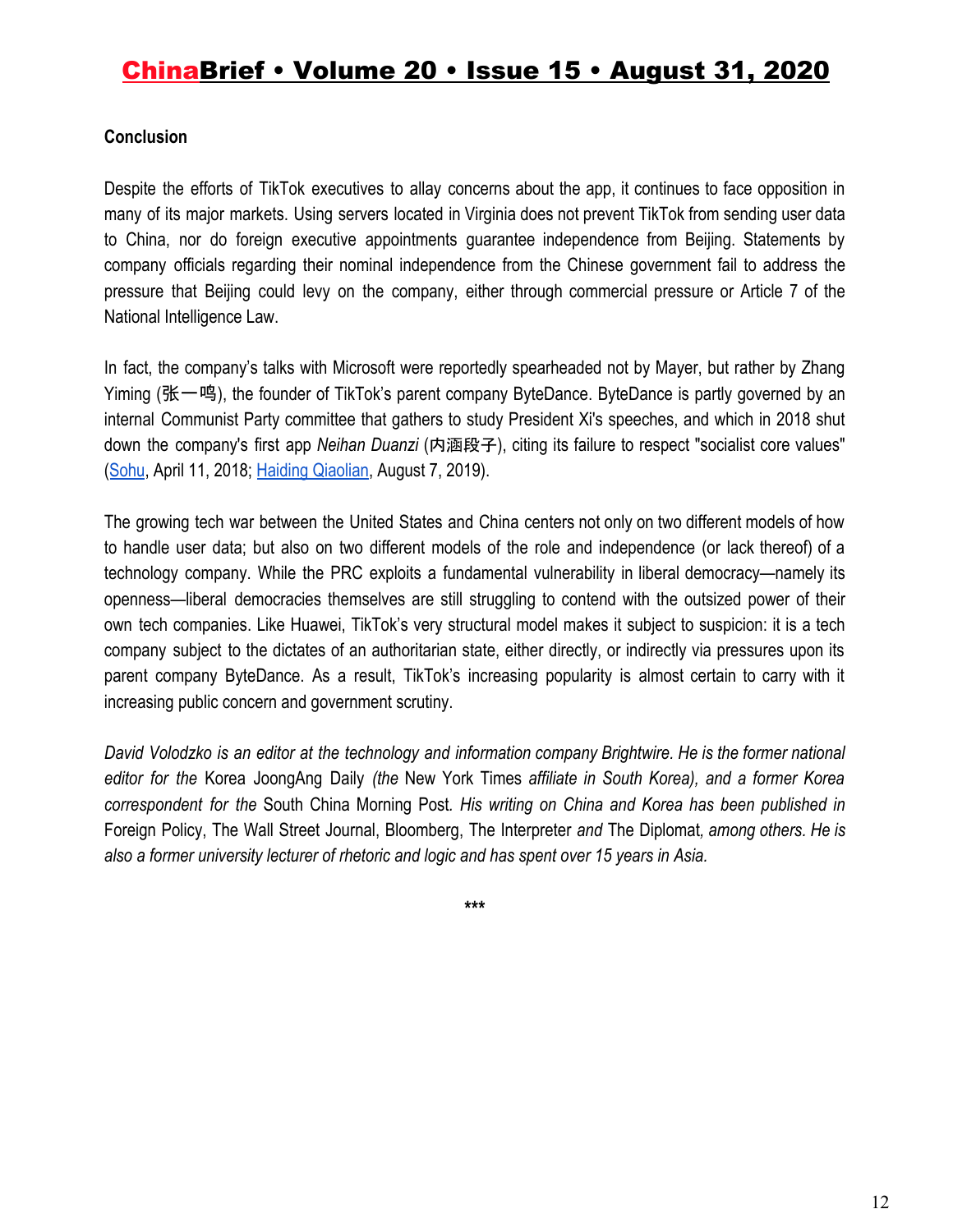**Conclusion**

Despite the efforts of TikTok executives to allay concerns about the app, it continues to face opposition in many of its major markets. Using servers located in Virginia does not prevent TikTok from sending user data to China, nor do foreign executive appointments guarantee independence from Beijing. Statements by company officials regarding their nominal independence from the Chinese government fail to address the pressure that Beijing could levy on the company, either through commercial pressure or Article 7 of the National Intelligence Law.

In fact, the company's talks with Microsoft were reportedly spearheaded not by Mayer, but rather by Zhang Yiming (张一鸣), the founder of TikTok's parent company ByteDance. ByteDance is partly governed by an internal Communist Party committee that gathers to study President Xi's speeches, and which in 2018 shut down the company's first app *Neihan Duanzi* (内涵段子), citing its failure to respect "socialist core values" (Sohu, April 11, 2018; Haiding Qiaolian, August 7, 2019).

The growing tech war between the United States and China centers not only on two different models of how to handle user data; but also on two different models of the role and independence (or lack thereof) of a technology company. While the PRC exploits a fundamental vulnerability in liberal democracy—namely its openness—liberal democracies themselves are still struggling to contend with the outsized power of their own tech companies. Like Huawei, TikTok's very structural model makes it subject to suspicion: it is a tech company subject to the dictates of an authoritarian state, either directly, or indirectly via pressures upon its parent company ByteDance. As a result, TikTok's increasing popularity is almost certain to carry with it increasing public concern and government scrutiny.

*David Volodzko is an editor at the technology and information company Brightwire. He is the former national editor for the* Korea JoongAng Daily *(the* New York Times *affiliate in South Korea), and a former Korea correspondent for the* South China Morning Post*. His writing on China and Korea has been published in* Foreign Policy, The Wall Street Journal, Bloomberg, The Interpreter *and* The Diplomat*, among others. He is also a former university lecturer of rhetoric and logic and has spent over 15 years in Asia.*

***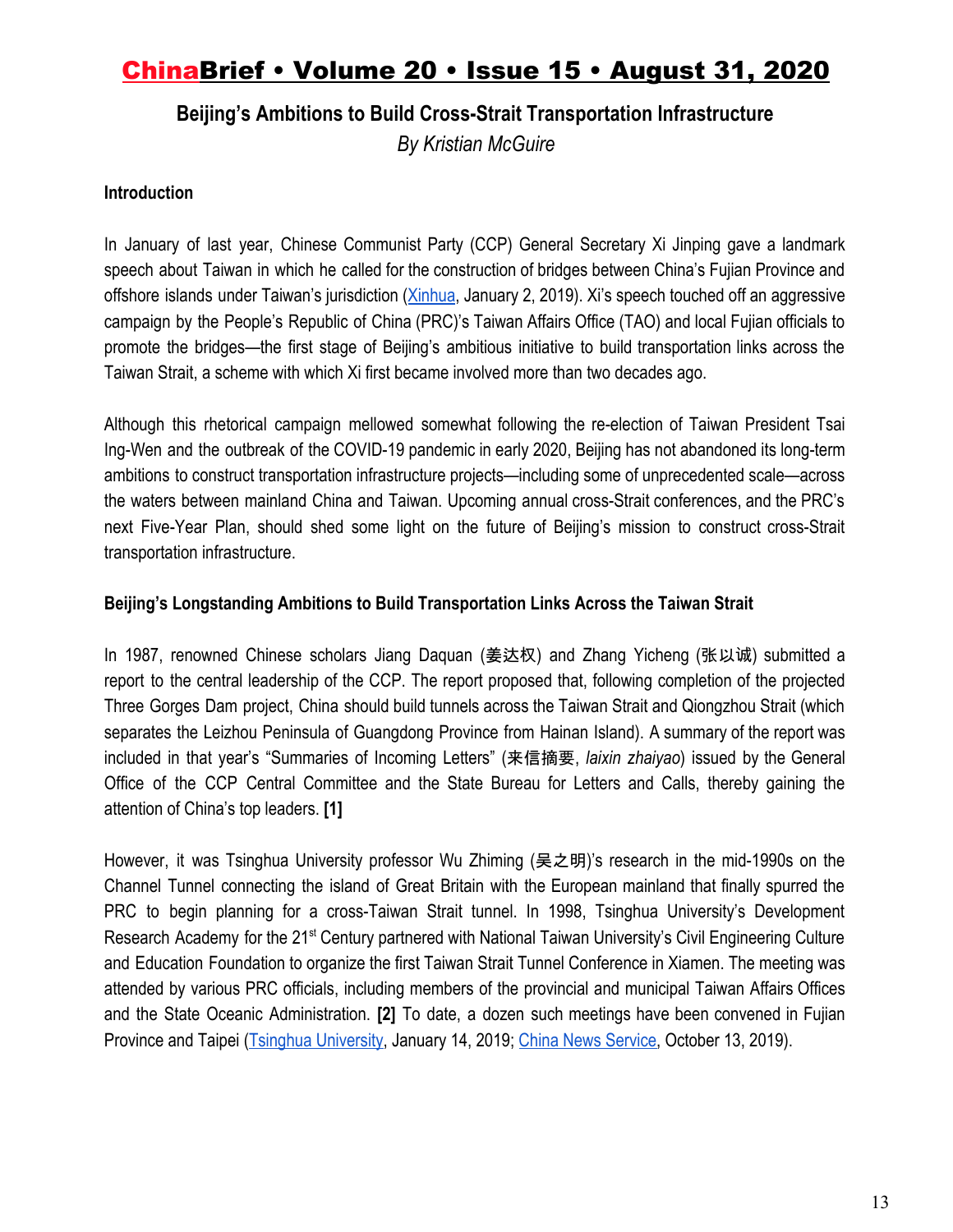## Beijing's Ambitions to Build Cross-Strait Transportation Infrastructure

*By Kristian McGuire*

**Introduction**

In January of last year, Chinese Communist Party (CCP) General Secretary Xi Jinping gave a landmark speech about Taiwan in which he called for the construction of bridges between China's Fujian Province and offshore islands under Taiwan's jurisdiction (Xinhua, January 2, 2019). Xi's speech touched off an aggressive campaign by the People's Republic of China (PRC)'s Taiwan Affairs Office (TAO) and local Fujian officials to promote the bridges—the first stage of Beijing's ambitious initiative to build transportation links across the Taiwan Strait, a scheme with which Xi first became involved more than two decades ago.

Although this rhetorical campaign mellowed somewhat following the re-election of Taiwan President Tsai Ing-Wen and the outbreak of the COVID-19 pandemic in early 2020, Beijing has not abandoned its long-term ambitions to construct transportation infrastructure projects—including some of unprecedented scale—across the waters between mainland China and Taiwan. Upcoming annual cross-Strait conferences, and the PRC's next Five-Year Plan, should shed some light on the future of Beijing's mission to construct cross-Strait transportation infrastructure.

**Beijing's Longstanding Ambitions to Build Transportation Links Across the Taiwan Strait**

In 1987, renowned Chinese scholars Jiang Daquan (姜达权) and Zhang Yicheng (张以诚) submitted a report to the central leadership of the CCP. The report proposed that, following completion of the projected Three Gorges Dam project, China should build tunnels across the Taiwan Strait and Qiongzhou Strait (which separates the Leizhou Peninsula of Guangdong Province from Hainan Island). A summary of the report was included in that year's "Summaries of Incoming Letters" (来信摘要, *laixin zhaiyao*) issued by the General Office of the CCP Central Committee and the State Bureau for Letters and Calls, thereby gaining the attention of China's top leaders. **[1]**

However, it was Tsinghua University professor Wu Zhiming (吴之明)'s research in the mid-1990s on the Channel Tunnel connecting the island of Great Britain with the European mainland that finally spurred the PRC to begin planning for a cross-Taiwan Strait tunnel. In 1998, Tsinghua University's Development Research Academy for the 21st Century partnered with National Taiwan University's Civil Engineering Culture and Education Foundation to organize the first Taiwan Strait Tunnel Conference in Xiamen. The meeting was attended by various PRC officials, including members of the provincial and municipal Taiwan Affairs Offices and the State Oceanic Administration. **[2]** To date, a dozen such meetings have been convened in Fujian Province and Taipei (Tsinghua University, January 14, 2019; China News Service, October 13, 2019).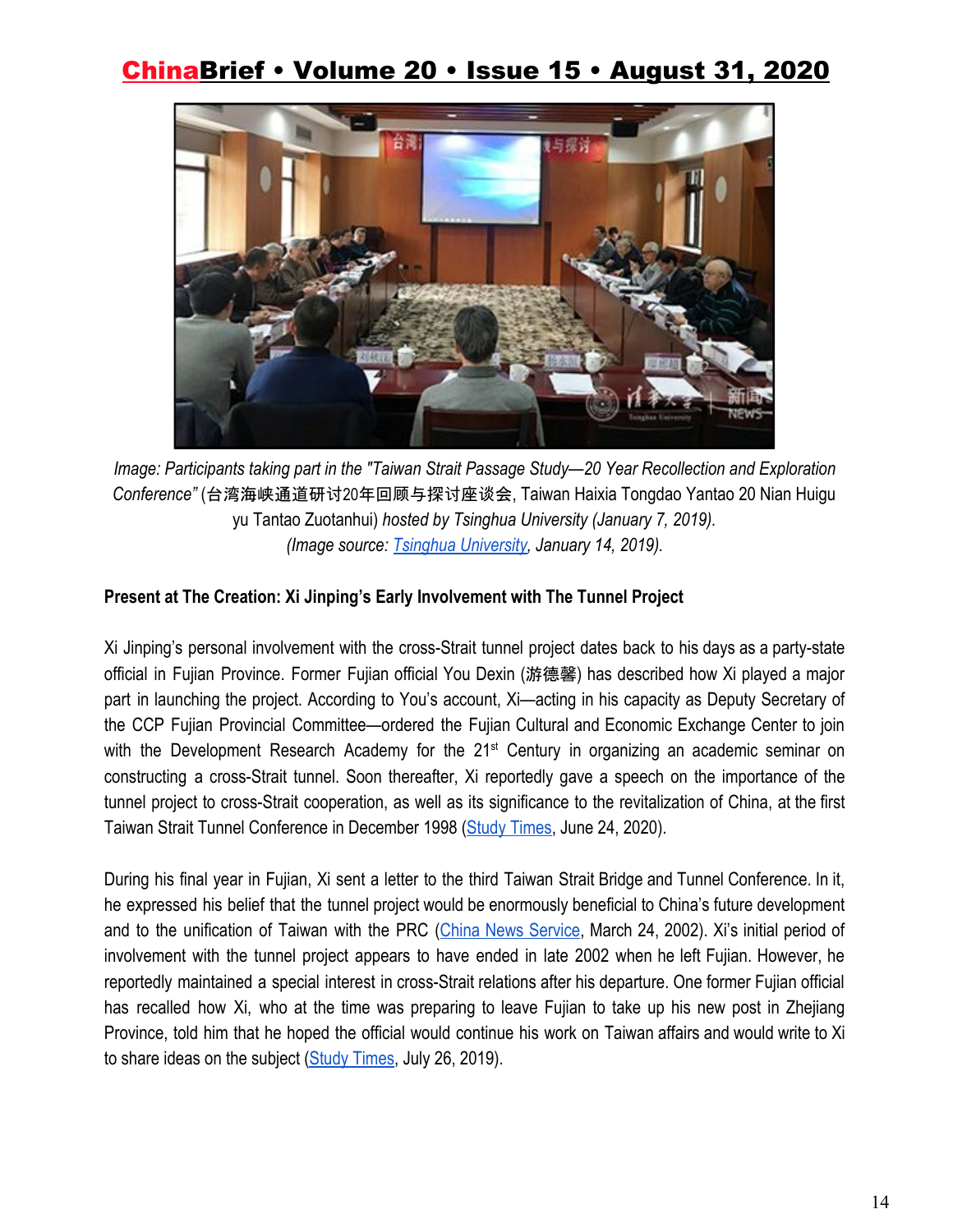*Image: Participants taking part in the "Taiwan Strait Passage Study—20 Year Recollection and Exploration Conference"* (台湾海峡通道研讨20年回顾与探讨座谈会, Taiwan Haixia Tongdao Yantao 20 Nian Huigu yu Tantao Zuotanhui) *hosted by Tsinghua University (January 7, 2019).*
*(Image source: Tsinghua University, January 14, 2019).*

**Present at The Creation: Xi Jinping's Early Involvement with The Tunnel Project**

Xi Jinping's personal involvement with the cross-Strait tunnel project dates back to his days as a party-state official in Fujian Province. Former Fujian official You Dexin (游德馨) has described how Xi played a major part in launching the project. According to You's account, Xi—acting in his capacity as Deputy Secretary of the CCP Fujian Provincial Committee—ordered the Fujian Cultural and Economic Exchange Center to join with the Development Research Academy for the 21st Century in organizing an academic seminar on constructing a cross-Strait tunnel. Soon thereafter, Xi reportedly gave a speech on the importance of the tunnel project to cross-Strait cooperation, as well as its significance to the revitalization of China, at the first Taiwan Strait Tunnel Conference in December 1998 (Study Times, June 24, 2020).

During his final year in Fujian, Xi sent a letter to the third Taiwan Strait Bridge and Tunnel Conference. In it, he expressed his belief that the tunnel project would be enormously beneficial to China's future development and to the unification of Taiwan with the PRC (China News Service, March 24, 2002). Xi's initial period of involvement with the tunnel project appears to have ended in late 2002 when he left Fujian. However, he reportedly maintained a special interest in cross-Strait relations after his departure. One former Fujian official has recalled how Xi, who at the time was preparing to leave Fujian to take up his new post in Zhejiang Province, told him that he hoped the official would continue his work on Taiwan affairs and would write to Xi to share ideas on the subject (Study Times, July 26, 2019).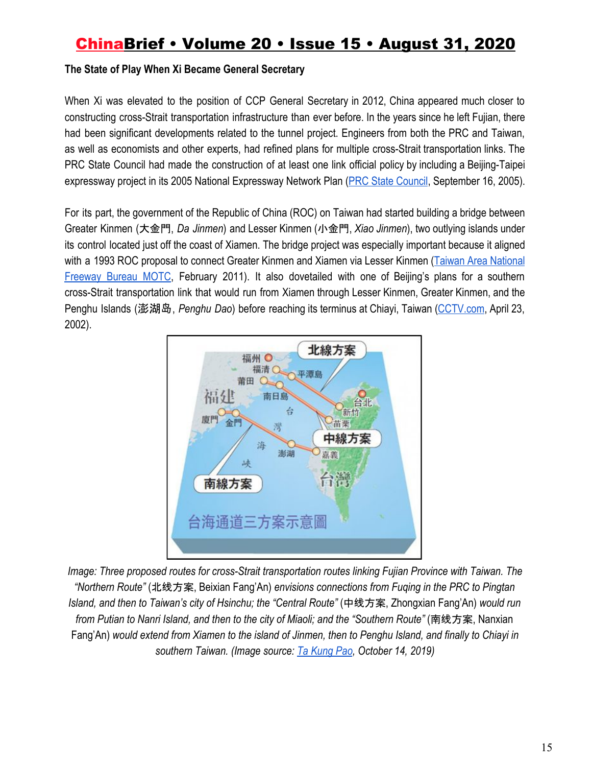**The State of Play When Xi Became General Secretary**

When Xi was elevated to the position of CCP General Secretary in 2012, China appeared much closer to constructing cross-Strait transportation infrastructure than ever before. In the years since he left Fujian, there had been significant developments related to the tunnel project. Engineers from both the PRC and Taiwan, as well as economists and other experts, had refined plans for multiple cross-Strait transportation links. The PRC State Council had made the construction of at least one link official policy by including a Beijing-Taipei expressway project in its 2005 National Expressway Network Plan (PRC State Council, September 16, 2005).

For its part, the government of the Republic of China (ROC) on Taiwan had started building a bridge between Greater Kinmen (大金門, *Da Jinmen*) and Lesser Kinmen (小金門, *Xiao Jinmen*), two outlying islands under its control located just off the coast of Xiamen. The bridge project was especially important because it aligned with a 1993 ROC proposal to connect Greater Kinmen and Xiamen via Lesser Kinmen (Taiwan Area National Freeway Bureau MOTC, February 2011). It also dovetailed with one of Beijing's plans for a southern cross-Strait transportation link that would run from Xiamen through Lesser Kinmen, Greater Kinmen, and the Penghu Islands (澎湖岛, *Penghu Dao*) before reaching its terminus at Chiayi, Taiwan (CCTV.com, April 23, 2002).

北線方案
福州
福清
平潭島
莆田
南日島
台北
新竹
福建
苗栗
廈門
金門
台
灣
中線方案
海
澎湖
嘉義
峽
南線方案
台灣
台海通道三方案示意圖

*Image: Three proposed routes for cross-Strait transportation routes linking Fujian Province with Taiwan. The "Northern Route"* (北线方案, Beixian Fang'An) *envisions connections from Fuqing in the PRC to Pingtan Island, and then to Taiwan's city of Hsinchu; the "Central Route"* (中线方案, Zhongxian Fang'An) *would run from Putian to Nanri Island, and then to the city of Miaoli; and the "Southern Route"* (南线方案, Nanxian Fang'An) *would extend from Xiamen to the island of Jinmen, then to Penghu Island, and finally to Chiayi in southern Taiwan. (Image source: Ta Kung Pao, October 14, 2019)*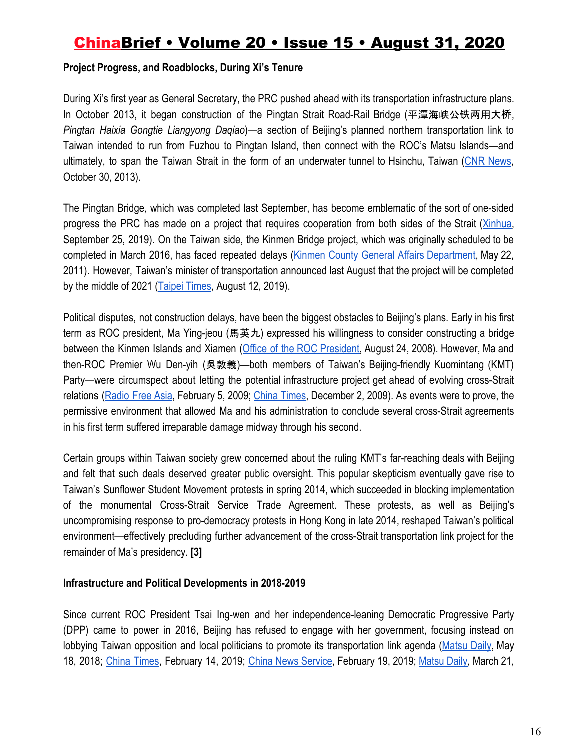**Project Progress, and Roadblocks, During Xi's Tenure**

During Xi's first year as General Secretary, the PRC pushed ahead with its transportation infrastructure plans. In October 2013, it began construction of the Pingtan Strait Road-Rail Bridge (平潭海峡公铁两用大桥, *Pingtan Haixia Gongtie Liangyong Daqiao*)—a section of Beijing's planned northern transportation link to Taiwan intended to run from Fuzhou to Pingtan Island, then connect with the ROC's Matsu Islands—and ultimately, to span the Taiwan Strait in the form of an underwater tunnel to Hsinchu, Taiwan (CNR News, October 30, 2013).

The Pingtan Bridge, which was completed last September, has become emblematic of the sort of one-sided progress the PRC has made on a project that requires cooperation from both sides of the Strait (Xinhua, September 25, 2019). On the Taiwan side, the Kinmen Bridge project, which was originally scheduled to be completed in March 2016, has faced repeated delays (Kinmen County General Affairs Department, May 22, 2011). However, Taiwan's minister of transportation announced last August that the project will be completed by the middle of 2021 (Taipei Times, August 12, 2019).

Political disputes, not construction delays, have been the biggest obstacles to Beijing's plans. Early in his first term as ROC president, Ma Ying-jeou (馬英九) expressed his willingness to consider constructing a bridge between the Kinmen Islands and Xiamen (Office of the ROC President, August 24, 2008). However, Ma and then-ROC Premier Wu Den-yih (吳敦義)—both members of Taiwan's Beijing-friendly Kuomintang (KMT) Party—were circumspect about letting the potential infrastructure project get ahead of evolving cross-Strait relations (Radio Free Asia, February 5, 2009; China Times, December 2, 2009). As events were to prove, the permissive environment that allowed Ma and his administration to conclude several cross-Strait agreements in his first term suffered irreparable damage midway through his second.

Certain groups within Taiwan society grew concerned about the ruling KMT's far-reaching deals with Beijing and felt that such deals deserved greater public oversight. This popular skepticism eventually gave rise to Taiwan's Sunflower Student Movement protests in spring 2014, which succeeded in blocking implementation of the monumental Cross-Strait Service Trade Agreement. These protests, as well as Beijing's uncompromising response to pro-democracy protests in Hong Kong in late 2014, reshaped Taiwan's political environment—effectively precluding further advancement of the cross-Strait transportation link project for the remainder of Ma's presidency. **[3]**

**Infrastructure and Political Developments in 2018-2019**

Since current ROC President Tsai Ing-wen and her independence-leaning Democratic Progressive Party (DPP) came to power in 2016, Beijing has refused to engage with her government, focusing instead on lobbying Taiwan opposition and local politicians to promote its transportation link agenda (Matsu Daily, May 18, 2018; China Times, February 14, 2019; China News Service, February 19, 2019; Matsu Daily, March 21,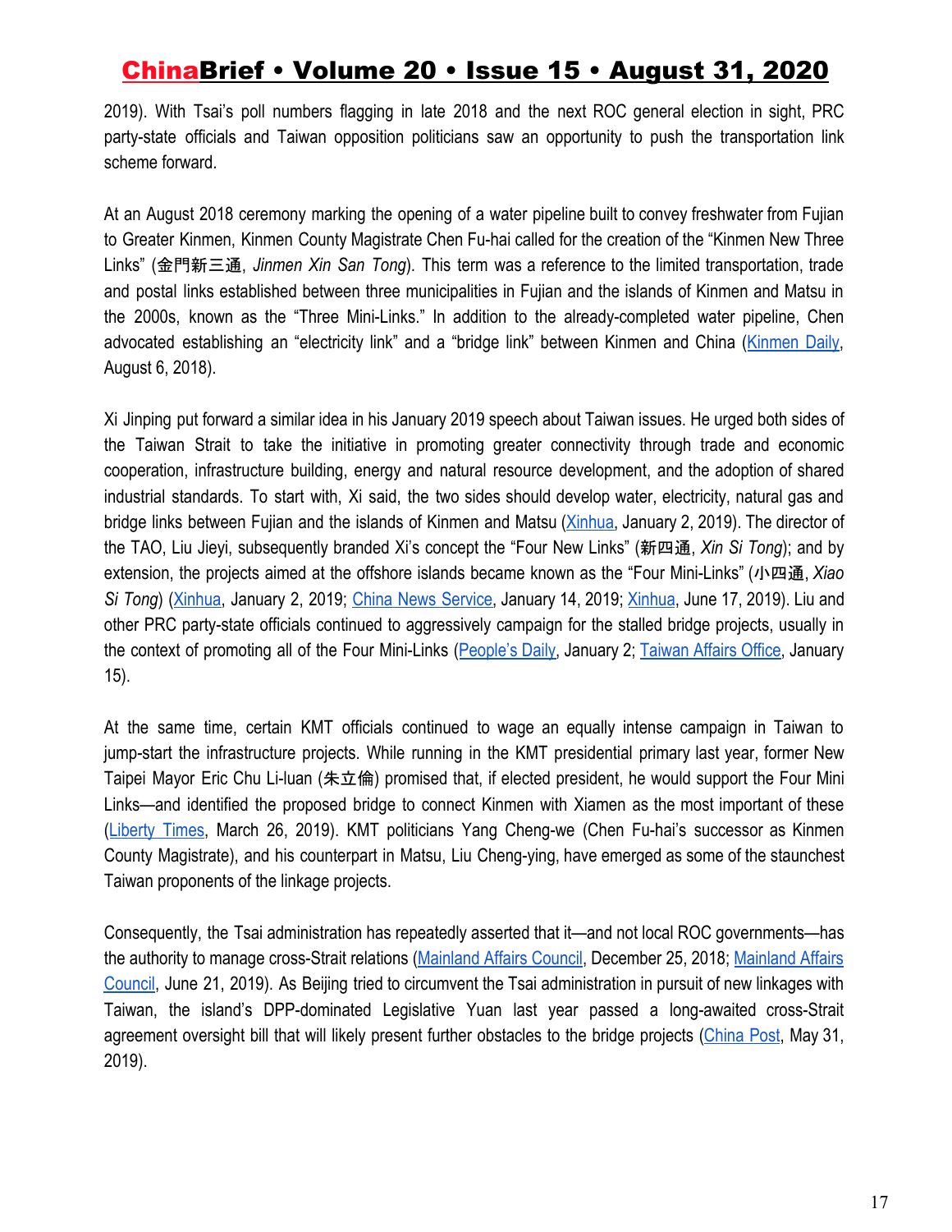2019). With Tsai's poll numbers flagging in late 2018 and the next ROC general election in sight, PRC party-state officials and Taiwan opposition politicians saw an opportunity to push the transportation link scheme forward.

At an August 2018 ceremony marking the opening of a water pipeline built to convey freshwater from Fujian to Greater Kinmen, Kinmen County Magistrate Chen Fu-hai called for the creation of the "Kinmen New Three Links" (金門新三通, *Jinmen Xin San Tong*). This term was a reference to the limited transportation, trade and postal links established between three municipalities in Fujian and the islands of Kinmen and Matsu in the 2000s, known as the "Three Mini-Links." In addition to the already-completed water pipeline, Chen advocated establishing an "electricity link" and a "bridge link" between Kinmen and China (Kinmen Daily, August 6, 2018).

Xi Jinping put forward a similar idea in his January 2019 speech about Taiwan issues. He urged both sides of the Taiwan Strait to take the initiative in promoting greater connectivity through trade and economic cooperation, infrastructure building, energy and natural resource development, and the adoption of shared industrial standards. To start with, Xi said, the two sides should develop water, electricity, natural gas and bridge links between Fujian and the islands of Kinmen and Matsu (Xinhua, January 2, 2019). The director of the TAO, Liu Jieyi, subsequently branded Xi's concept the "Four New Links" (新四通, *Xin Si Tong*); and by extension, the projects aimed at the offshore islands became known as the "Four Mini-Links" (小四通, *Xiao Si Tong*) (Xinhua, January 2, 2019; China News Service, January 14, 2019; Xinhua, June 17, 2019). Liu and other PRC party-state officials continued to aggressively campaign for the stalled bridge projects, usually in the context of promoting all of the Four Mini-Links (People's Daily, January 2; Taiwan Affairs Office, January 15).

At the same time, certain KMT officials continued to wage an equally intense campaign in Taiwan to jump-start the infrastructure projects. While running in the KMT presidential primary last year, former New Taipei Mayor Eric Chu Li-luan (朱立倫) promised that, if elected president, he would support the Four Mini Links—and identified the proposed bridge to connect Kinmen with Xiamen as the most important of these (Liberty Times, March 26, 2019). KMT politicians Yang Cheng-we (Chen Fu-hai's successor as Kinmen County Magistrate), and his counterpart in Matsu, Liu Cheng-ying, have emerged as some of the staunchest Taiwan proponents of the linkage projects.

Consequently, the Tsai administration has repeatedly asserted that it—and not local ROC governments—has the authority to manage cross-Strait relations (Mainland Affairs Council, December 25, 2018; Mainland Affairs Council, June 21, 2019). As Beijing tried to circumvent the Tsai administration in pursuit of new linkages with Taiwan, the island's DPP-dominated Legislative Yuan last year passed a long-awaited cross-Strait agreement oversight bill that will likely present further obstacles to the bridge projects (China Post, May 31, 2019).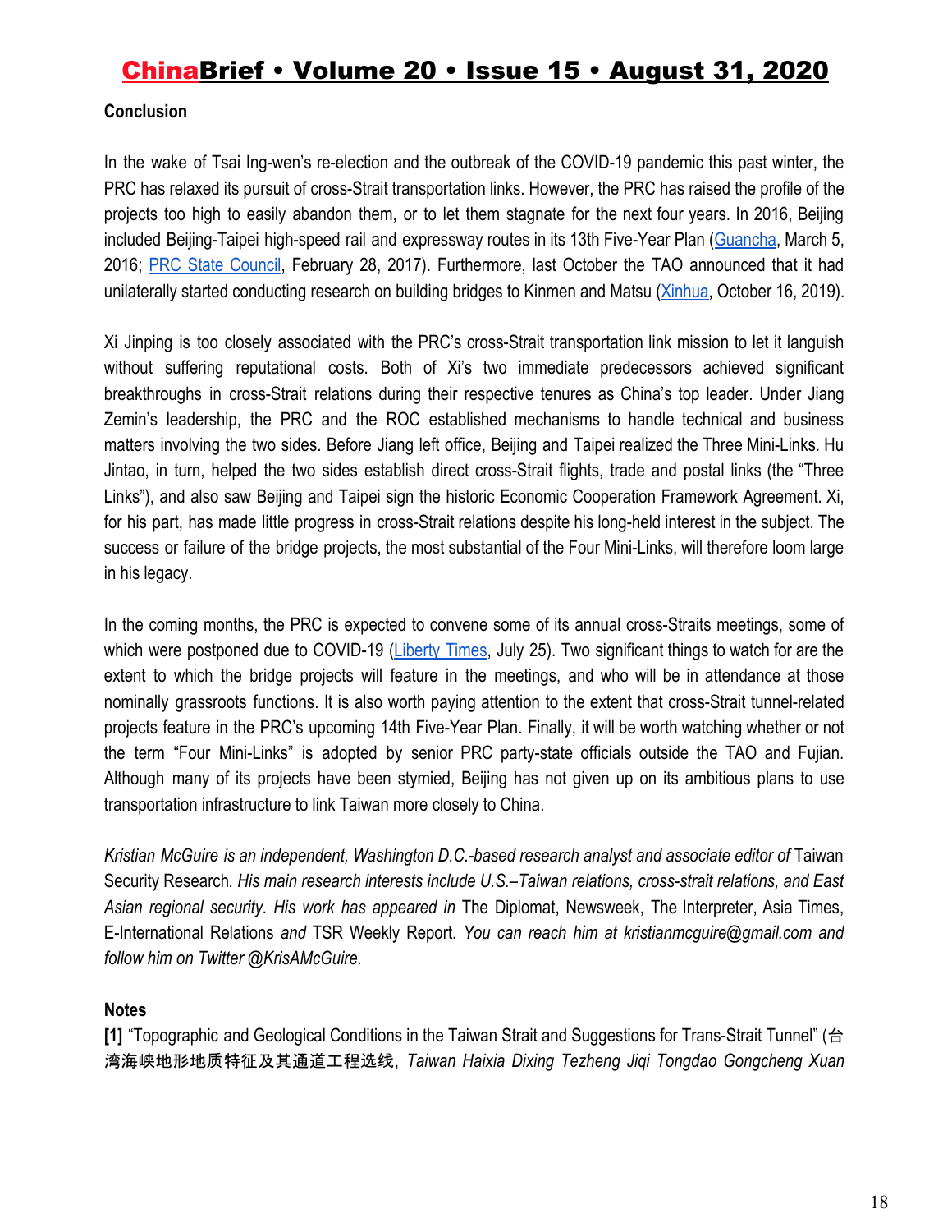## Conclusion

In the wake of Tsai Ing-wen's re-election and the outbreak of the COVID-19 pandemic this past winter, the PRC has relaxed its pursuit of cross-Strait transportation links. However, the PRC has raised the profile of the projects too high to easily abandon them, or to let them stagnate for the next four years. In 2016, Beijing included Beijing-Taipei high-speed rail and expressway routes in its 13th Five-Year Plan (Guancha, March 5, 2016; PRC State Council, February 28, 2017). Furthermore, last October the TAO announced that it had unilaterally started conducting research on building bridges to Kinmen and Matsu (Xinhua, October 16, 2019).

Xi Jinping is too closely associated with the PRC's cross-Strait transportation link mission to let it languish without suffering reputational costs. Both of Xi's two immediate predecessors achieved significant breakthroughs in cross-Strait relations during their respective tenures as China's top leader. Under Jiang Zemin's leadership, the PRC and the ROC established mechanisms to handle technical and business matters involving the two sides. Before Jiang left office, Beijing and Taipei realized the Three Mini-Links. Hu Jintao, in turn, helped the two sides establish direct cross-Strait flights, trade and postal links (the "Three Links"), and also saw Beijing and Taipei sign the historic Economic Cooperation Framework Agreement. Xi, for his part, has made little progress in cross-Strait relations despite his long-held interest in the subject. The success or failure of the bridge projects, the most substantial of the Four Mini-Links, will therefore loom large in his legacy.

In the coming months, the PRC is expected to convene some of its annual cross-Straits meetings, some of which were postponed due to COVID-19 (Liberty Times, July 25). Two significant things to watch for are the extent to which the bridge projects will feature in the meetings, and who will be in attendance at those nominally grassroots functions. It is also worth paying attention to the extent that cross-Strait tunnel-related projects feature in the PRC's upcoming 14th Five-Year Plan. Finally, it will be worth watching whether or not the term "Four Mini-Links" is adopted by senior PRC party-state officials outside the TAO and Fujian. Although many of its projects have been stymied, Beijing has not given up on its ambitious plans to use transportation infrastructure to link Taiwan more closely to China.

*Kristian McGuire is an independent, Washington D.C.-based research analyst and associate editor of* Taiwan Security Research*. His main research interests include U.S.–Taiwan relations, cross-strait relations, and East Asian regional security. His work has appeared in* The Diplomat, Newsweek, The Interpreter, Asia Times, E-International Relations *and* TSR Weekly Report*. You can reach him at kristianmcguire@gmail.com and follow him on Twitter @KrisAMcGuire.*

## Notes

**[1]** "Topographic and Geological Conditions in the Taiwan Strait and Suggestions for Trans-Strait Tunnel" (台湾海峡地形地质特征及其通道工程选线, *Taiwan Haixia Dixing Tezheng Jiqi Tongdao Gongcheng Xuan*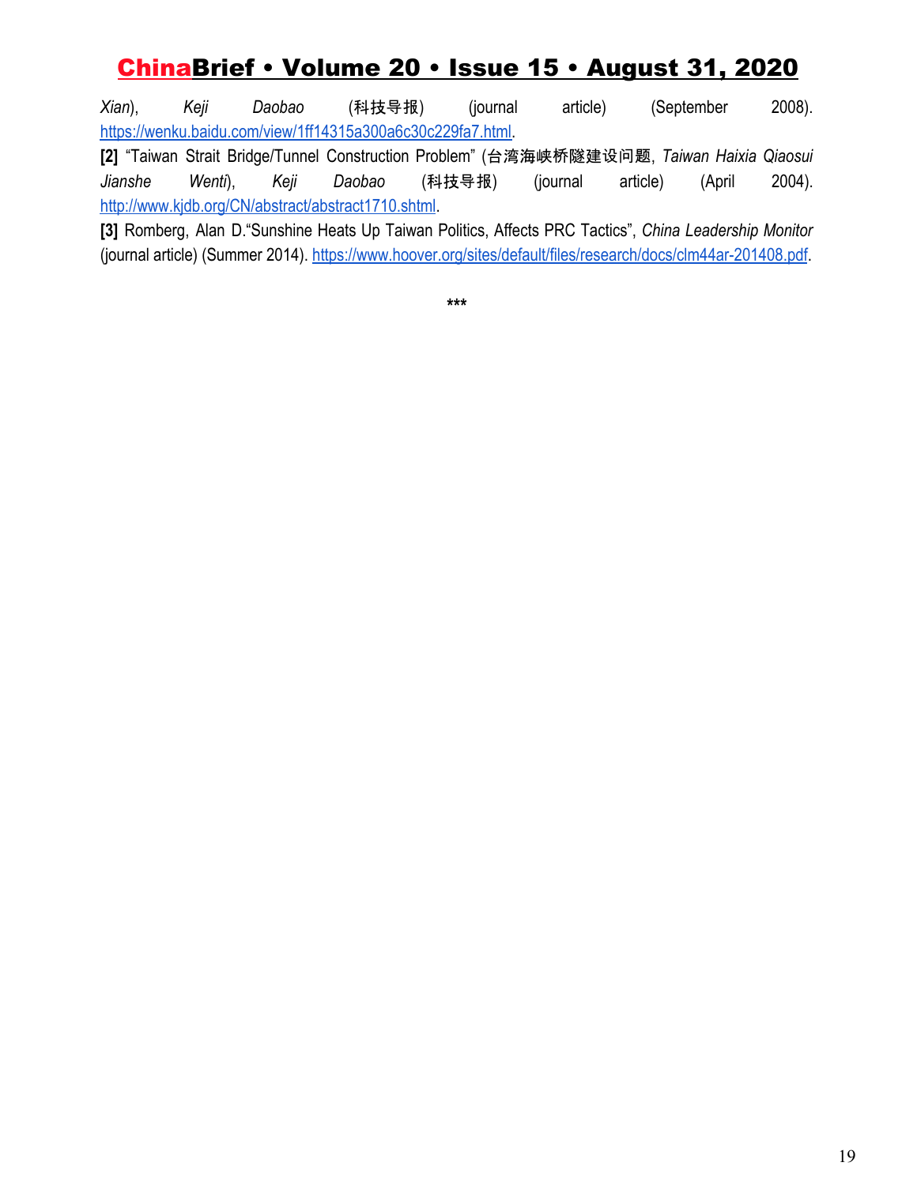*Xian*), *Keji Daobao* (科技导报) (journal article) (September 2008). https://wenku.baidu.com/view/1ff14315a300a6c30c229fa7.html.

**[2]** "Taiwan Strait Bridge/Tunnel Construction Problem" (台湾海峡桥隧建设问题, *Taiwan Haixia Qiaosui Jianshe Wenti*), *Keji Daobao* (科技导报) (journal article) (April 2004). http://www.kjdb.org/CN/abstract/abstract1710.shtml.

**[3]** Romberg, Alan D."Sunshine Heats Up Taiwan Politics, Affects PRC Tactics", *China Leadership Monitor* (journal article) (Summer 2014). https://www.hoover.org/sites/default/files/research/docs/clm44ar-201408.pdf.

***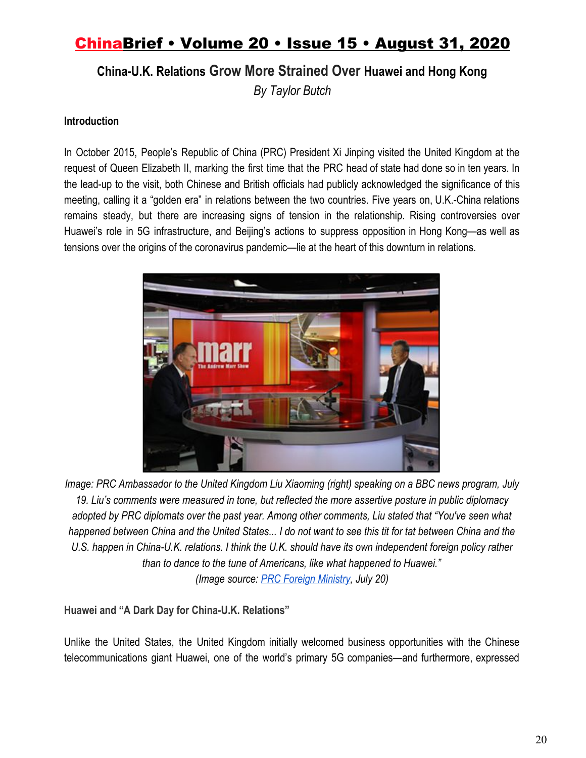## China-U.K. Relations Grow More Strained Over Huawei and Hong Kong

*By Taylor Butch*

**Introduction**

In October 2015, People's Republic of China (PRC) President Xi Jinping visited the United Kingdom at the request of Queen Elizabeth II, marking the first time that the PRC head of state had done so in ten years. In the lead-up to the visit, both Chinese and British officials had publicly acknowledged the significance of this meeting, calling it a "golden era" in relations between the two countries. Five years on, U.K.-China relations remains steady, but there are increasing signs of tension in the relationship. Rising controversies over Huawei's role in 5G infrastructure, and Beijing's actions to suppress opposition in Hong Kong—as well as tensions over the origins of the coronavirus pandemic—lie at the heart of this downturn in relations.

*Image: PRC Ambassador to the United Kingdom Liu Xiaoming (right) speaking on a BBC news program, July 19. Liu's comments were measured in tone, but reflected the more assertive posture in public diplomacy adopted by PRC diplomats over the past year. Among other comments, Liu stated that "You've seen what happened between China and the United States... I do not want to see this tit for tat between China and the U.S. happen in China-U.K. relations. I think the U.K. should have its own independent foreign policy rather than to dance to the tune of Americans, like what happened to Huawei."*
*(Image source: PRC Foreign Ministry, July 20)*

**Huawei and "A Dark Day for China-U.K. Relations"**

Unlike the United States, the United Kingdom initially welcomed business opportunities with the Chinese telecommunications giant Huawei, one of the world's primary 5G companies—and furthermore, expressed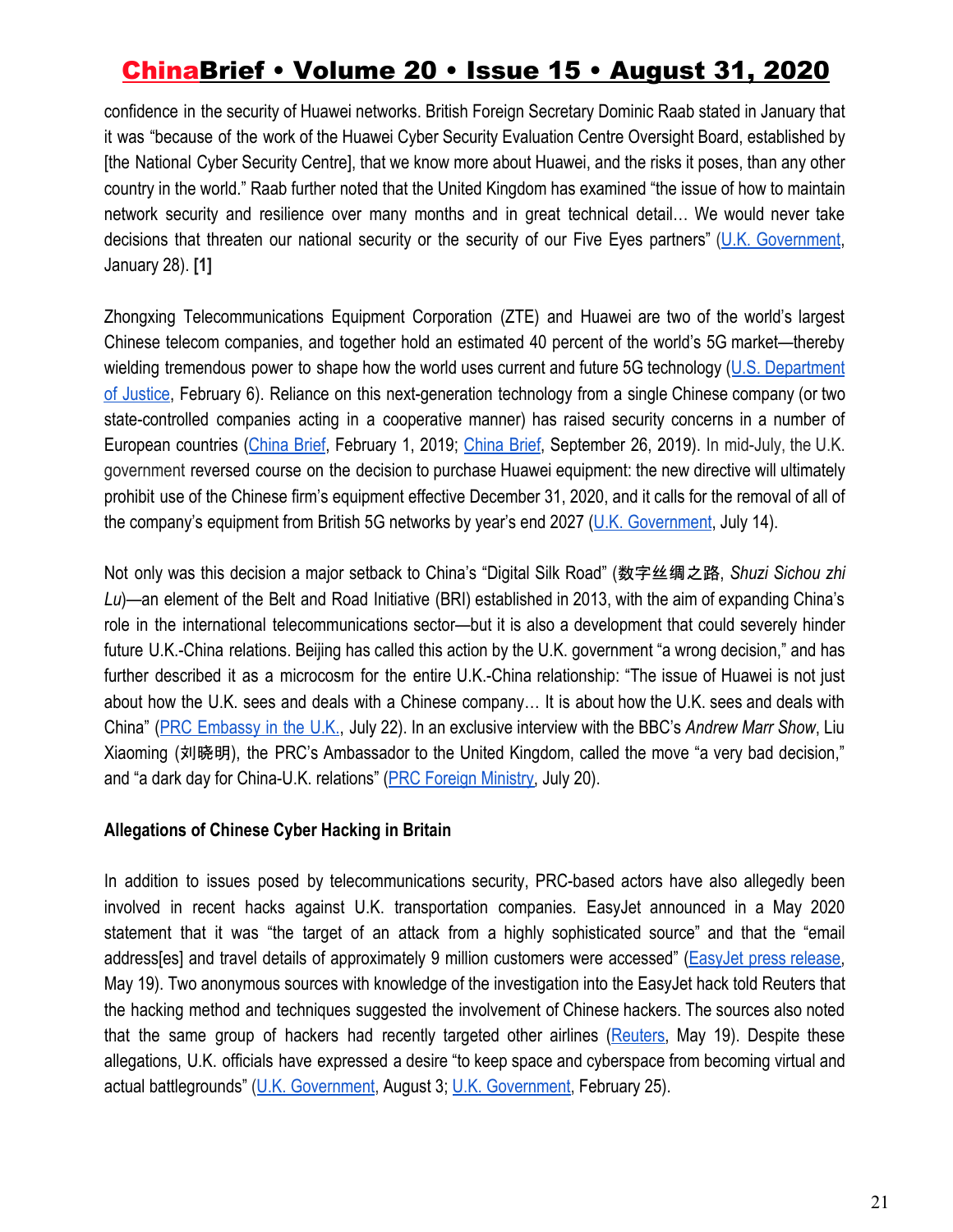confidence in the security of Huawei networks. British Foreign Secretary Dominic Raab stated in January that it was "because of the work of the Huawei Cyber Security Evaluation Centre Oversight Board, established by [the National Cyber Security Centre], that we know more about Huawei, and the risks it poses, than any other country in the world." Raab further noted that the United Kingdom has examined "the issue of how to maintain network security and resilience over many months and in great technical detail… We would never take decisions that threaten our national security or the security of our Five Eyes partners" (U.K. Government, January 28). **[1]**

Zhongxing Telecommunications Equipment Corporation (ZTE) and Huawei are two of the world's largest Chinese telecom companies, and together hold an estimated 40 percent of the world's 5G market—thereby wielding tremendous power to shape how the world uses current and future 5G technology (U.S. Department of Justice, February 6). Reliance on this next-generation technology from a single Chinese company (or two state-controlled companies acting in a cooperative manner) has raised security concerns in a number of European countries (China Brief, February 1, 2019; China Brief, September 26, 2019). In mid-July, the U.K. government reversed course on the decision to purchase Huawei equipment: the new directive will ultimately prohibit use of the Chinese firm's equipment effective December 31, 2020, and it calls for the removal of all of the company's equipment from British 5G networks by year's end 2027 (U.K. Government, July 14).

Not only was this decision a major setback to China's "Digital Silk Road" (数字丝绸之路, *Shuzi Sichou zhi Lu*)—an element of the Belt and Road Initiative (BRI) established in 2013, with the aim of expanding China's role in the international telecommunications sector—but it is also a development that could severely hinder future U.K.-China relations. Beijing has called this action by the U.K. government "a wrong decision," and has further described it as a microcosm for the entire U.K.-China relationship: "The issue of Huawei is not just about how the U.K. sees and deals with a Chinese company… It is about how the U.K. sees and deals with China" (PRC Embassy in the U.K., July 22). In an exclusive interview with the BBC's *Andrew Marr Show*, Liu Xiaoming (刘晓明), the PRC's Ambassador to the United Kingdom, called the move "a very bad decision," and "a dark day for China-U.K. relations" (PRC Foreign Ministry, July 20).

**Allegations of Chinese Cyber Hacking in Britain**

In addition to issues posed by telecommunications security, PRC-based actors have also allegedly been involved in recent hacks against U.K. transportation companies. EasyJet announced in a May 2020 statement that it was "the target of an attack from a highly sophisticated source" and that the "email address[es] and travel details of approximately 9 million customers were accessed" (EasyJet press release, May 19). Two anonymous sources with knowledge of the investigation into the EasyJet hack told Reuters that the hacking method and techniques suggested the involvement of Chinese hackers. The sources also noted that the same group of hackers had recently targeted other airlines (Reuters, May 19). Despite these allegations, U.K. officials have expressed a desire "to keep space and cyberspace from becoming virtual and actual battlegrounds" (U.K. Government, August 3; U.K. Government, February 25).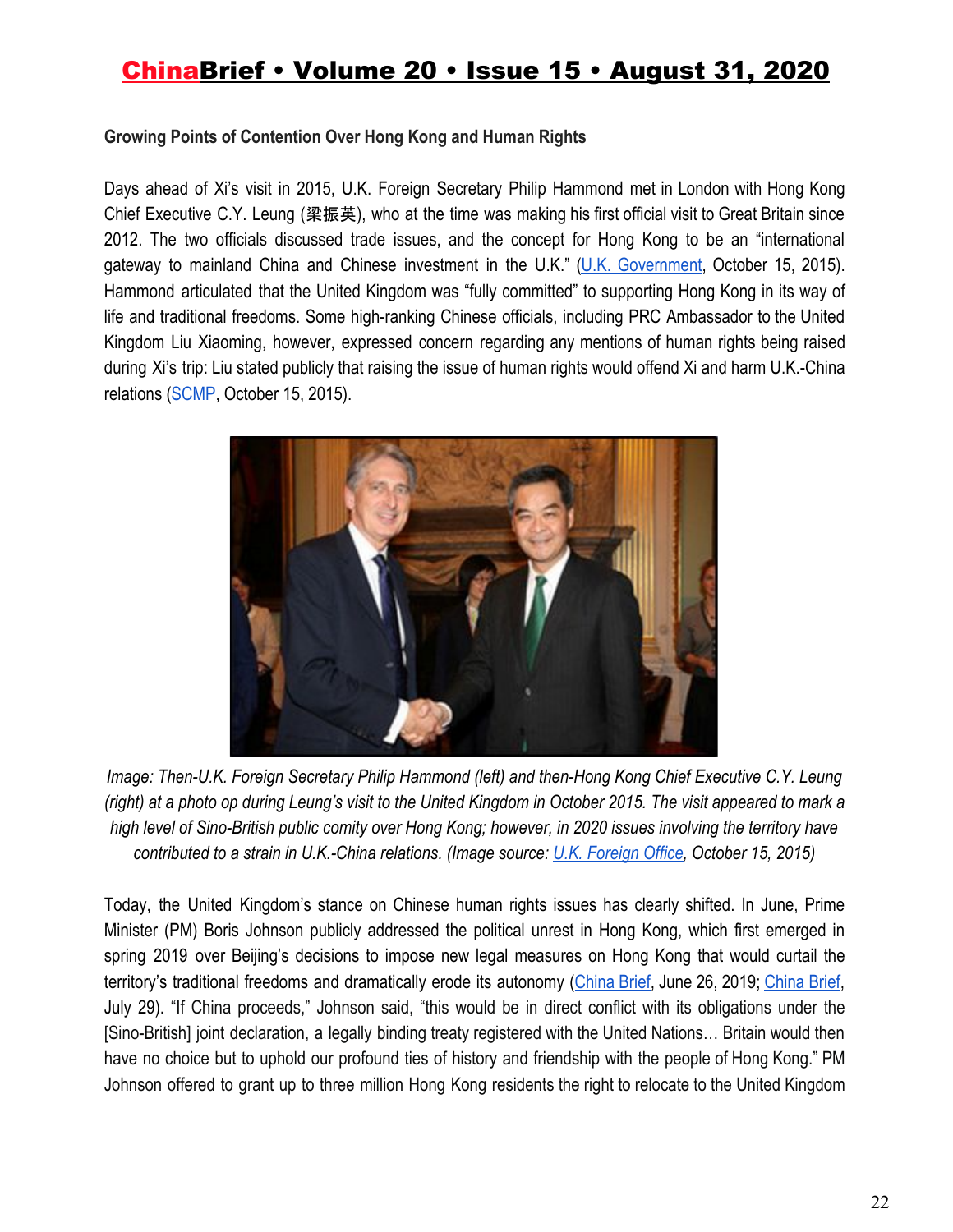**Growing Points of Contention Over Hong Kong and Human Rights**

Days ahead of Xi's visit in 2015, U.K. Foreign Secretary Philip Hammond met in London with Hong Kong Chief Executive C.Y. Leung (梁振英), who at the time was making his first official visit to Great Britain since 2012. The two officials discussed trade issues, and the concept for Hong Kong to be an "international gateway to mainland China and Chinese investment in the U.K." (U.K. Government, October 15, 2015). Hammond articulated that the United Kingdom was "fully committed" to supporting Hong Kong in its way of life and traditional freedoms. Some high-ranking Chinese officials, including PRC Ambassador to the United Kingdom Liu Xiaoming, however, expressed concern regarding any mentions of human rights being raised during Xi's trip: Liu stated publicly that raising the issue of human rights would offend Xi and harm U.K.-China relations (SCMP, October 15, 2015).

*Image: Then-U.K. Foreign Secretary Philip Hammond (left) and then-Hong Kong Chief Executive C.Y. Leung (right) at a photo op during Leung's visit to the United Kingdom in October 2015. The visit appeared to mark a high level of Sino-British public comity over Hong Kong; however, in 2020 issues involving the territory have contributed to a strain in U.K.-China relations. (Image source: U.K. Foreign Office, October 15, 2015)*

Today, the United Kingdom's stance on Chinese human rights issues has clearly shifted. In June, Prime Minister (PM) Boris Johnson publicly addressed the political unrest in Hong Kong, which first emerged in spring 2019 over Beijing's decisions to impose new legal measures on Hong Kong that would curtail the territory's traditional freedoms and dramatically erode its autonomy (China Brief, June 26, 2019; China Brief, July 29). "If China proceeds," Johnson said, "this would be in direct conflict with its obligations under the [Sino-British] joint declaration, a legally binding treaty registered with the United Nations… Britain would then have no choice but to uphold our profound ties of history and friendship with the people of Hong Kong." PM Johnson offered to grant up to three million Hong Kong residents the right to relocate to the United Kingdom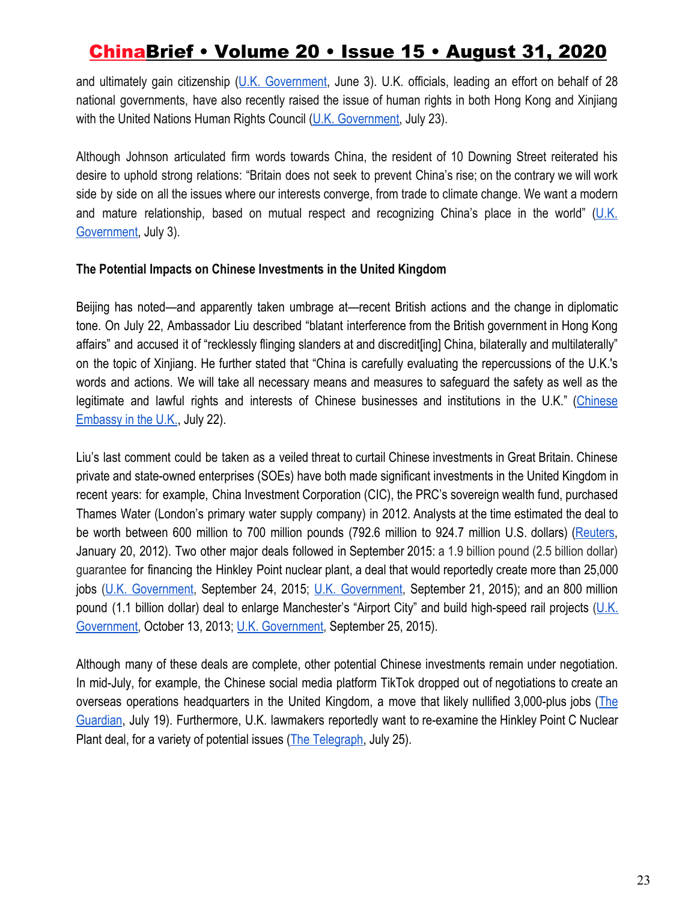and ultimately gain citizenship (U.K. Government, June 3). U.K. officials, leading an effort on behalf of 28 national governments, have also recently raised the issue of human rights in both Hong Kong and Xinjiang with the United Nations Human Rights Council (U.K. Government, July 23).

Although Johnson articulated firm words towards China, the resident of 10 Downing Street reiterated his desire to uphold strong relations: "Britain does not seek to prevent China's rise; on the contrary we will work side by side on all the issues where our interests converge, from trade to climate change. We want a modern and mature relationship, based on mutual respect and recognizing China's place in the world" (U.K. Government, July 3).

**The Potential Impacts on Chinese Investments in the United Kingdom**

Beijing has noted—and apparently taken umbrage at—recent British actions and the change in diplomatic tone. On July 22, Ambassador Liu described "blatant interference from the British government in Hong Kong affairs" and accused it of "recklessly flinging slanders at and discredit[ing] China, bilaterally and multilaterally" on the topic of Xinjiang. He further stated that "China is carefully evaluating the repercussions of the U.K.'s words and actions. We will take all necessary means and measures to safeguard the safety as well as the legitimate and lawful rights and interests of Chinese businesses and institutions in the U.K." (Chinese Embassy in the U.K., July 22).

Liu's last comment could be taken as a veiled threat to curtail Chinese investments in Great Britain. Chinese private and state-owned enterprises (SOEs) have both made significant investments in the United Kingdom in recent years: for example, China Investment Corporation (CIC), the PRC's sovereign wealth fund, purchased Thames Water (London's primary water supply company) in 2012. Analysts at the time estimated the deal to be worth between 600 million to 700 million pounds (792.6 million to 924.7 million U.S. dollars) (Reuters, January 20, 2012). Two other major deals followed in September 2015: a 1.9 billion pound (2.5 billion dollar) guarantee for financing the Hinkley Point nuclear plant, a deal that would reportedly create more than 25,000 jobs (U.K. Government, September 24, 2015; U.K. Government, September 21, 2015); and an 800 million pound (1.1 billion dollar) deal to enlarge Manchester's "Airport City" and build high-speed rail projects (U.K. Government, October 13, 2013; U.K. Government, September 25, 2015).

Although many of these deals are complete, other potential Chinese investments remain under negotiation. In mid-July, for example, the Chinese social media platform TikTok dropped out of negotiations to create an overseas operations headquarters in the United Kingdom, a move that likely nullified 3,000-plus jobs (The Guardian, July 19). Furthermore, U.K. lawmakers reportedly want to re-examine the Hinkley Point C Nuclear Plant deal, for a variety of potential issues (The Telegraph, July 25).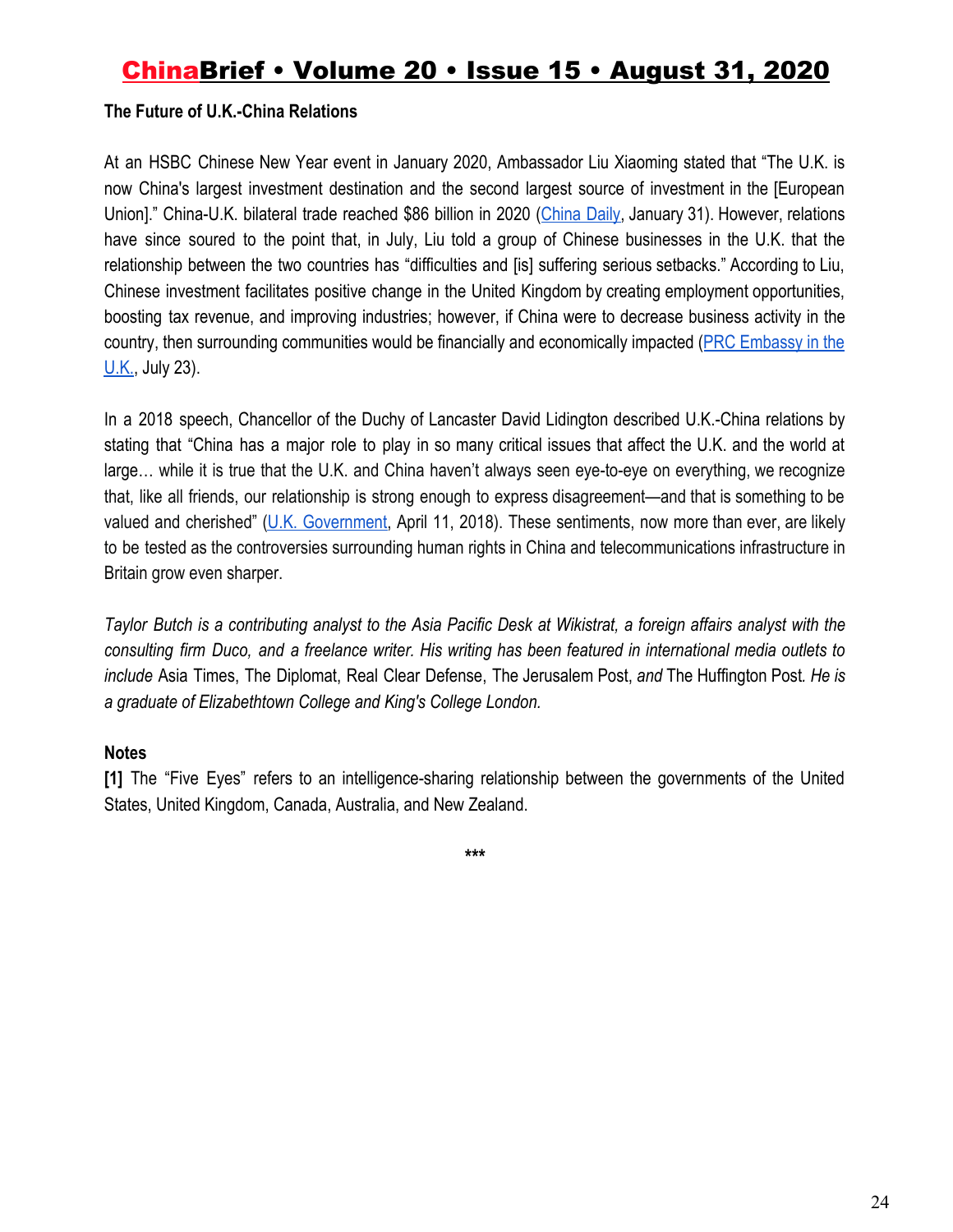### The Future of U.K.-China Relations

At an HSBC Chinese New Year event in January 2020, Ambassador Liu Xiaoming stated that "The U.K. is now China's largest investment destination and the second largest source of investment in the [European Union]." China-U.K. bilateral trade reached $86 billion in 2020 (China Daily, January 31). However, relations have since soured to the point that, in July, Liu told a group of Chinese businesses in the U.K. that the relationship between the two countries has "difficulties and [is] suffering serious setbacks." According to Liu, Chinese investment facilitates positive change in the United Kingdom by creating employment opportunities, boosting tax revenue, and improving industries; however, if China were to decrease business activity in the country, then surrounding communities would be financially and economically impacted (PRC Embassy in the U.K., July 23).

In a 2018 speech, Chancellor of the Duchy of Lancaster David Lidington described U.K.-China relations by stating that "China has a major role to play in so many critical issues that affect the U.K. and the world at large… while it is true that the U.K. and China haven't always seen eye-to-eye on everything, we recognize that, like all friends, our relationship is strong enough to express disagreement—and that is something to be valued and cherished" (U.K. Government, April 11, 2018). These sentiments, now more than ever, are likely to be tested as the controversies surrounding human rights in China and telecommunications infrastructure in Britain grow even sharper.

*Taylor Butch is a contributing analyst to the Asia Pacific Desk at Wikistrat, a foreign affairs analyst with the consulting firm Duco, and a freelance writer. His writing has been featured in international media outlets to include* Asia Times, The Diplomat, Real Clear Defense, The Jerusalem Post, *and* The Huffington Post*. He is a graduate of Elizabethtown College and King's College London.*

**Notes**

**[1]** The "Five Eyes" refers to an intelligence-sharing relationship between the governments of the United States, United Kingdom, Canada, Australia, and New Zealand.

***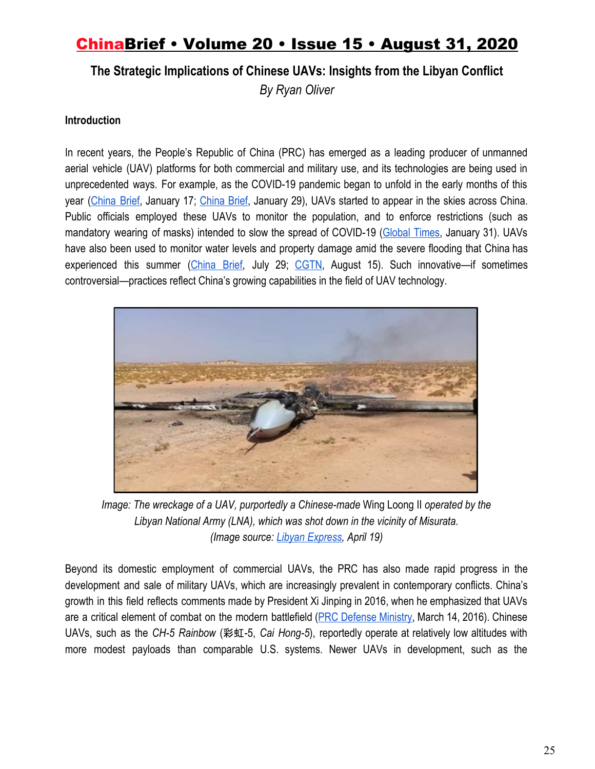# ChinaBrief • Volume 20 • Issue 15 • August 31, 2020

## The Strategic Implications of Chinese UAVs: Insights from the Libyan Conflict

*By Ryan Oliver*

### Introduction

In recent years, the People's Republic of China (PRC) has emerged as a leading producer of unmanned aerial vehicle (UAV) platforms for both commercial and military use, and its technologies are being used in unprecedented ways. For example, as the COVID-19 pandemic began to unfold in the early months of this year (China Brief, January 17; China Brief, January 29), UAVs started to appear in the skies across China. Public officials employed these UAVs to monitor the population, and to enforce restrictions (such as mandatory wearing of masks) intended to slow the spread of COVID-19 (Global Times, January 31). UAVs have also been used to monitor water levels and property damage amid the severe flooding that China has experienced this summer (China Brief, July 29; CGTN, August 15). Such innovative—if sometimes controversial—practices reflect China's growing capabilities in the field of UAV technology.

*Image: The wreckage of a UAV, purportedly a Chinese-made* Wing Loong II *operated by the Libyan National Army (LNA), which was shot down in the vicinity of Misurata. (Image source: Libyan Express, April 19)*

Beyond its domestic employment of commercial UAVs, the PRC has also made rapid progress in the development and sale of military UAVs, which are increasingly prevalent in contemporary conflicts. China's growth in this field reflects comments made by President Xi Jinping in 2016, when he emphasized that UAVs are a critical element of combat on the modern battlefield (PRC Defense Ministry, March 14, 2016). Chinese UAVs, such as the *CH-5 Rainbow* (彩虹-5, *Cai Hong-5*), reportedly operate at relatively low altitudes with more modest payloads than comparable U.S. systems. Newer UAVs in development, such as the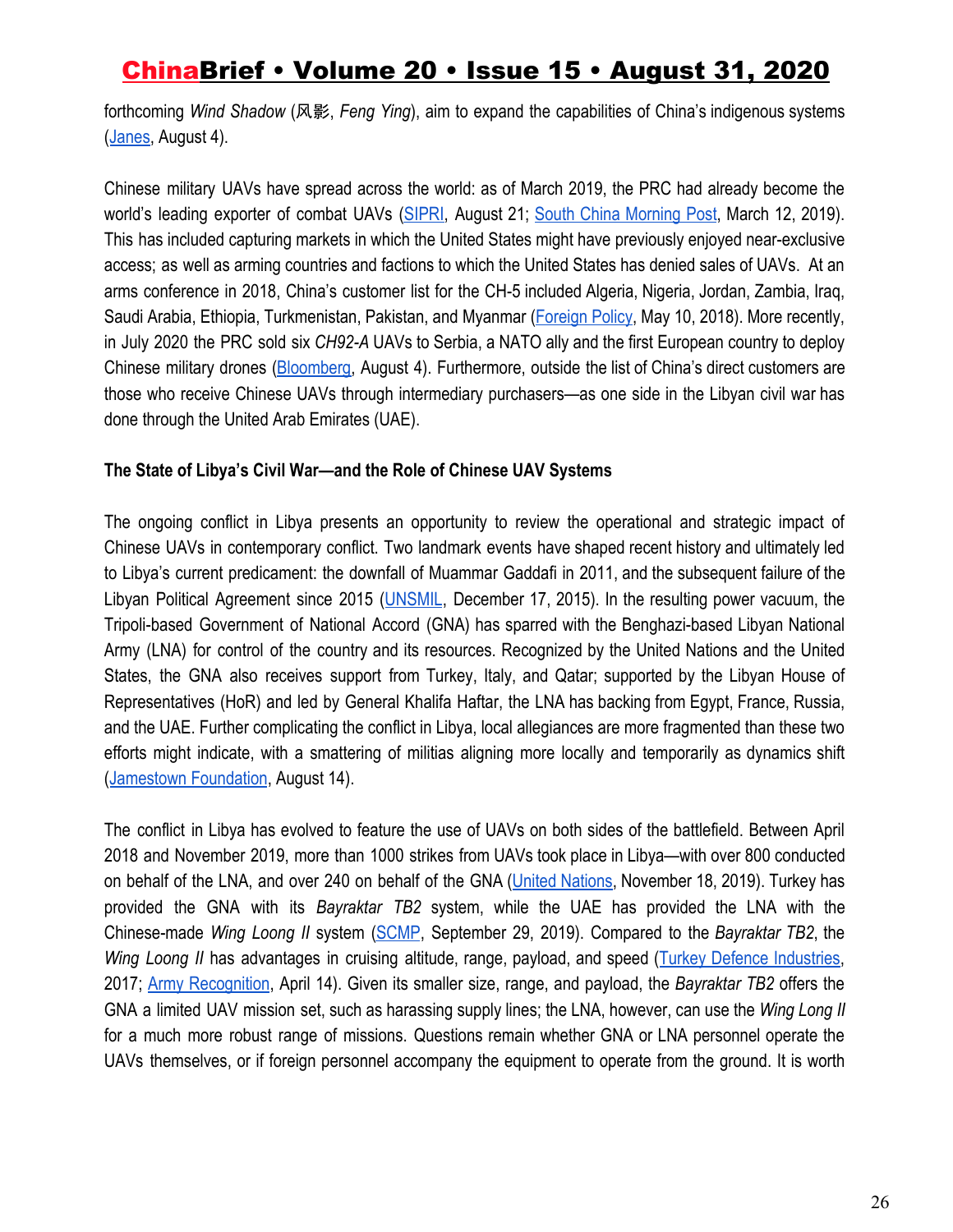forthcoming *Wind Shadow* (风影, *Feng Ying*), aim to expand the capabilities of China's indigenous systems (Janes, August 4).

Chinese military UAVs have spread across the world: as of March 2019, the PRC had already become the world's leading exporter of combat UAVs (SIPRI, August 21; South China Morning Post, March 12, 2019). This has included capturing markets in which the United States might have previously enjoyed near-exclusive access; as well as arming countries and factions to which the United States has denied sales of UAVs. At an arms conference in 2018, China's customer list for the CH-5 included Algeria, Nigeria, Jordan, Zambia, Iraq, Saudi Arabia, Ethiopia, Turkmenistan, Pakistan, and Myanmar (Foreign Policy, May 10, 2018). More recently, in July 2020 the PRC sold six *CH92-A* UAVs to Serbia, a NATO ally and the first European country to deploy Chinese military drones (Bloomberg, August 4). Furthermore, outside the list of China's direct customers are those who receive Chinese UAVs through intermediary purchasers—as one side in the Libyan civil war has done through the United Arab Emirates (UAE).

**The State of Libya's Civil War—and the Role of Chinese UAV Systems**

The ongoing conflict in Libya presents an opportunity to review the operational and strategic impact of Chinese UAVs in contemporary conflict. Two landmark events have shaped recent history and ultimately led to Libya's current predicament: the downfall of Muammar Gaddafi in 2011, and the subsequent failure of the Libyan Political Agreement since 2015 (UNSMIL, December 17, 2015). In the resulting power vacuum, the Tripoli-based Government of National Accord (GNA) has sparred with the Benghazi-based Libyan National Army (LNA) for control of the country and its resources. Recognized by the United Nations and the United States, the GNA also receives support from Turkey, Italy, and Qatar; supported by the Libyan House of Representatives (HoR) and led by General Khalifa Haftar, the LNA has backing from Egypt, France, Russia, and the UAE. Further complicating the conflict in Libya, local allegiances are more fragmented than these two efforts might indicate, with a smattering of militias aligning more locally and temporarily as dynamics shift (Jamestown Foundation, August 14).

The conflict in Libya has evolved to feature the use of UAVs on both sides of the battlefield. Between April 2018 and November 2019, more than 1000 strikes from UAVs took place in Libya—with over 800 conducted on behalf of the LNA, and over 240 on behalf of the GNA (United Nations, November 18, 2019). Turkey has provided the GNA with its *Bayraktar TB2* system, while the UAE has provided the LNA with the Chinese-made *Wing Loong II* system (SCMP, September 29, 2019). Compared to the *Bayraktar TB2*, the *Wing Loong II* has advantages in cruising altitude, range, payload, and speed (Turkey Defence Industries, 2017; Army Recognition, April 14). Given its smaller size, range, and payload, the *Bayraktar TB2* offers the GNA a limited UAV mission set, such as harassing supply lines; the LNA, however, can use the *Wing Long II* for a much more robust range of missions. Questions remain whether GNA or LNA personnel operate the UAVs themselves, or if foreign personnel accompany the equipment to operate from the ground. It is worth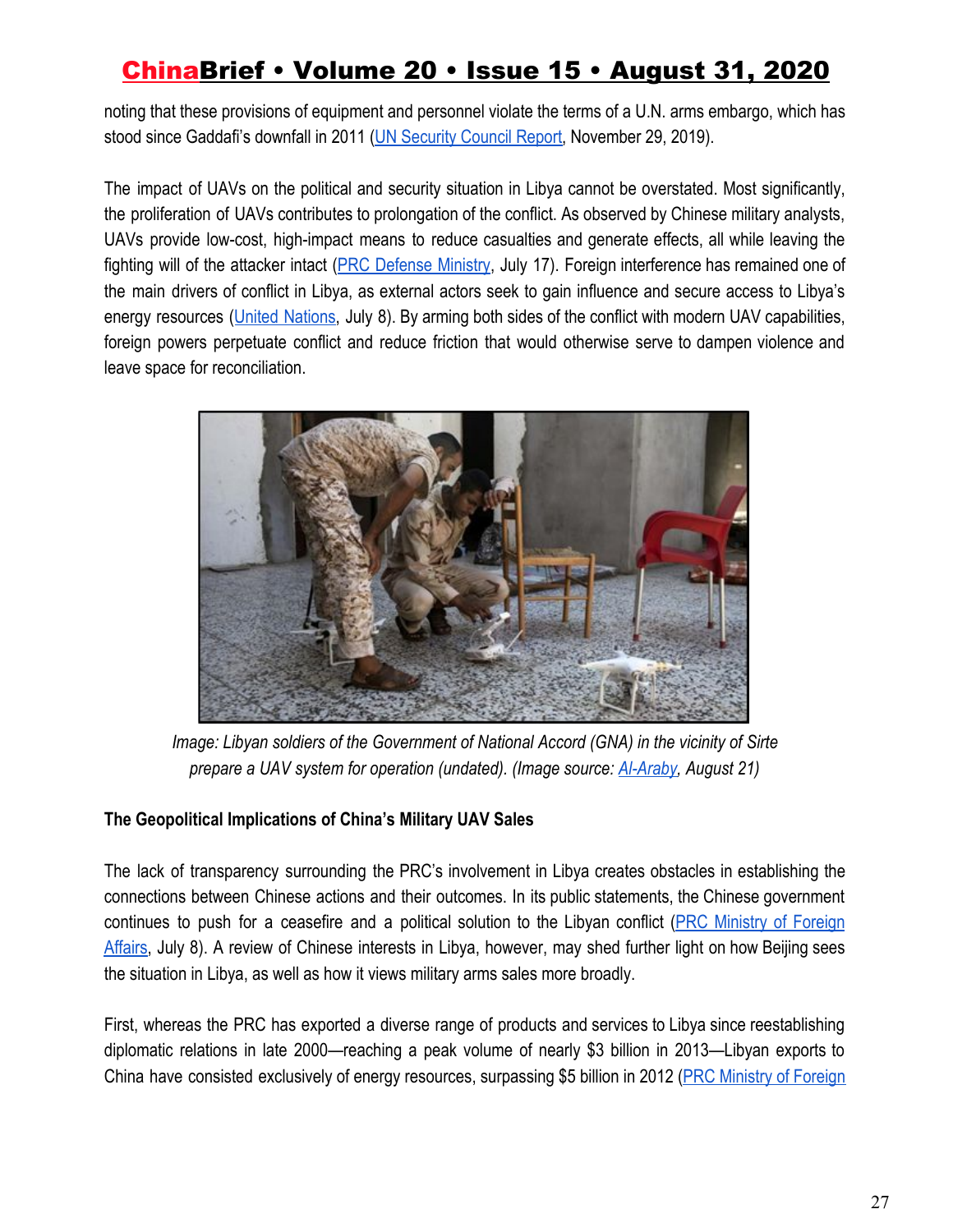noting that these provisions of equipment and personnel violate the terms of a U.N. arms embargo, which has stood since Gaddafi's downfall in 2011 (UN Security Council Report, November 29, 2019).

The impact of UAVs on the political and security situation in Libya cannot be overstated. Most significantly, the proliferation of UAVs contributes to prolongation of the conflict. As observed by Chinese military analysts, UAVs provide low-cost, high-impact means to reduce casualties and generate effects, all while leaving the fighting will of the attacker intact (PRC Defense Ministry, July 17). Foreign interference has remained one of the main drivers of conflict in Libya, as external actors seek to gain influence and secure access to Libya's energy resources (United Nations, July 8). By arming both sides of the conflict with modern UAV capabilities, foreign powers perpetuate conflict and reduce friction that would otherwise serve to dampen violence and leave space for reconciliation.

*Image: Libyan soldiers of the Government of National Accord (GNA) in the vicinity of Sirte prepare a UAV system for operation (undated). (Image source: Al-Araby, August 21)*

**The Geopolitical Implications of China's Military UAV Sales**

The lack of transparency surrounding the PRC's involvement in Libya creates obstacles in establishing the connections between Chinese actions and their outcomes. In its public statements, the Chinese government continues to push for a ceasefire and a political solution to the Libyan conflict (PRC Ministry of Foreign Affairs, July 8). A review of Chinese interests in Libya, however, may shed further light on how Beijing sees the situation in Libya, as well as how it views military arms sales more broadly.

First, whereas the PRC has exported a diverse range of products and services to Libya since reestablishing diplomatic relations in late 2000—reaching a peak volume of nearly $3 billion in 2013—Libyan exports to China have consisted exclusively of energy resources, surpassing $5 billion in 2012 (PRC Ministry of Foreign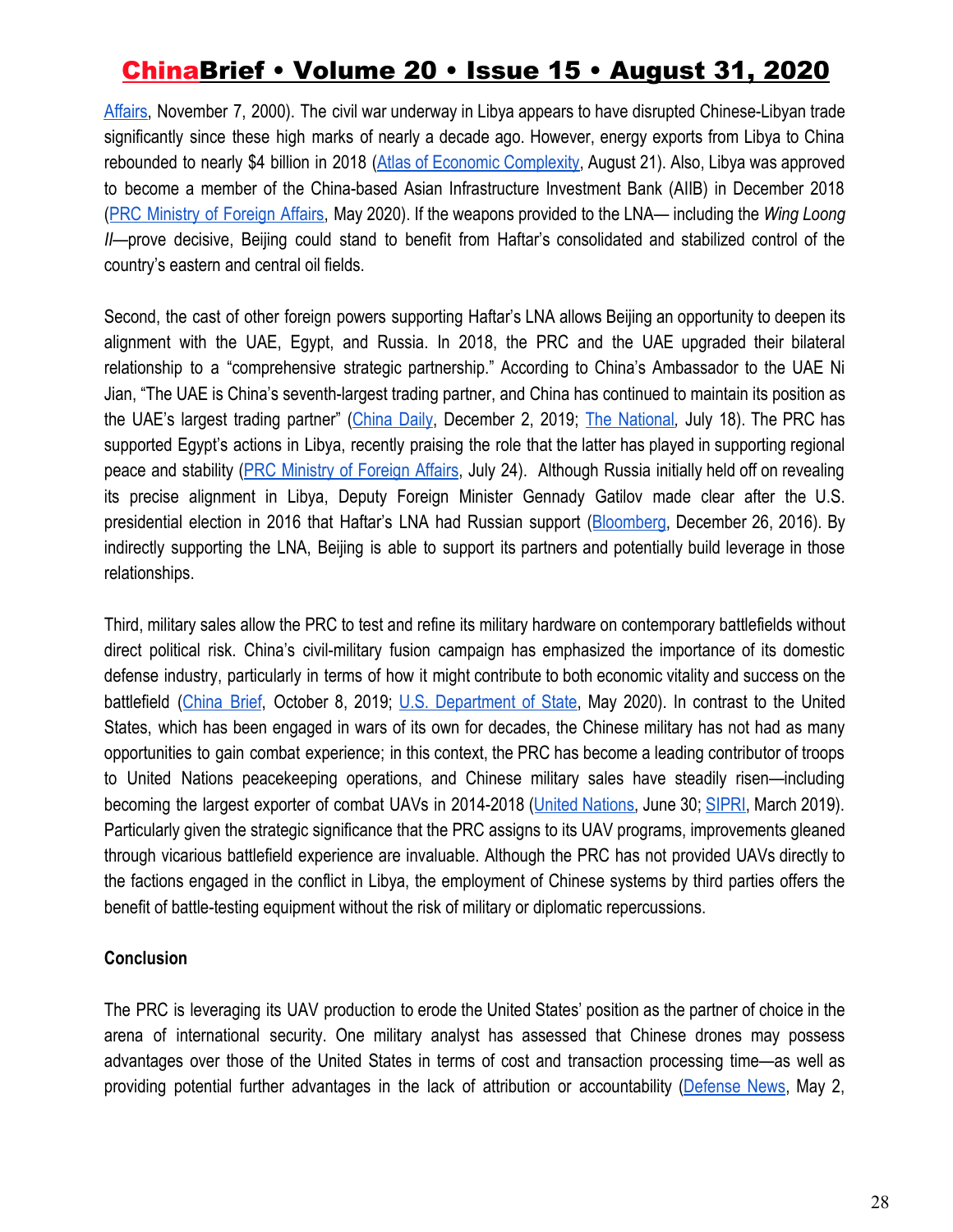Affairs, November 7, 2000). The civil war underway in Libya appears to have disrupted Chinese-Libyan trade significantly since these high marks of nearly a decade ago. However, energy exports from Libya to China rebounded to nearly $4 billion in 2018 (Atlas of Economic Complexity, August 21). Also, Libya was approved to become a member of the China-based Asian Infrastructure Investment Bank (AIIB) in December 2018 (PRC Ministry of Foreign Affairs, May 2020). If the weapons provided to the LNA— including the *Wing Loong II*—prove decisive, Beijing could stand to benefit from Haftar's consolidated and stabilized control of the country's eastern and central oil fields.

Second, the cast of other foreign powers supporting Haftar's LNA allows Beijing an opportunity to deepen its alignment with the UAE, Egypt, and Russia. In 2018, the PRC and the UAE upgraded their bilateral relationship to a "comprehensive strategic partnership." According to China's Ambassador to the UAE Ni Jian, "The UAE is China's seventh-largest trading partner, and China has continued to maintain its position as the UAE's largest trading partner" (China Daily, December 2, 2019; The National, July 18). The PRC has supported Egypt's actions in Libya, recently praising the role that the latter has played in supporting regional peace and stability (PRC Ministry of Foreign Affairs, July 24). Although Russia initially held off on revealing its precise alignment in Libya, Deputy Foreign Minister Gennady Gatilov made clear after the U.S. presidential election in 2016 that Haftar's LNA had Russian support (Bloomberg, December 26, 2016). By indirectly supporting the LNA, Beijing is able to support its partners and potentially build leverage in those relationships.

Third, military sales allow the PRC to test and refine its military hardware on contemporary battlefields without direct political risk. China's civil-military fusion campaign has emphasized the importance of its domestic defense industry, particularly in terms of how it might contribute to both economic vitality and success on the battlefield (China Brief, October 8, 2019; U.S. Department of State, May 2020). In contrast to the United States, which has been engaged in wars of its own for decades, the Chinese military has not had as many opportunities to gain combat experience; in this context, the PRC has become a leading contributor of troops to United Nations peacekeeping operations, and Chinese military sales have steadily risen—including becoming the largest exporter of combat UAVs in 2014-2018 (United Nations, June 30; SIPRI, March 2019). Particularly given the strategic significance that the PRC assigns to its UAV programs, improvements gleaned through vicarious battlefield experience are invaluable. Although the PRC has not provided UAVs directly to the factions engaged in the conflict in Libya, the employment of Chinese systems by third parties offers the benefit of battle-testing equipment without the risk of military or diplomatic repercussions.

**Conclusion**

The PRC is leveraging its UAV production to erode the United States' position as the partner of choice in the arena of international security. One military analyst has assessed that Chinese drones may possess advantages over those of the United States in terms of cost and transaction processing time—as well as providing potential further advantages in the lack of attribution or accountability (Defense News, May 2,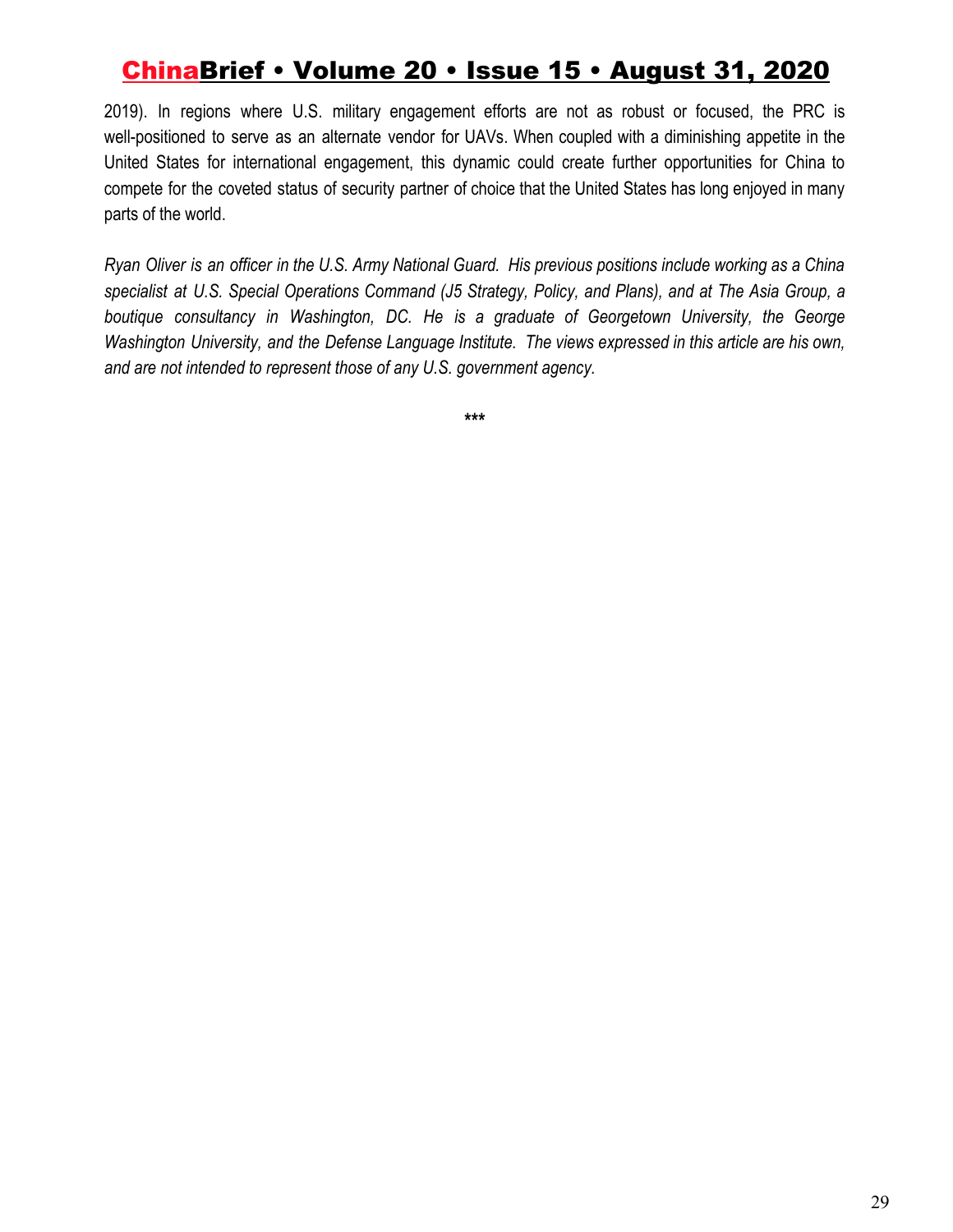2019). In regions where U.S. military engagement efforts are not as robust or focused, the PRC is well-positioned to serve as an alternate vendor for UAVs. When coupled with a diminishing appetite in the United States for international engagement, this dynamic could create further opportunities for China to compete for the coveted status of security partner of choice that the United States has long enjoyed in many parts of the world.

*Ryan Oliver is an officer in the U.S. Army National Guard. His previous positions include working as a China specialist at U.S. Special Operations Command (J5 Strategy, Policy, and Plans), and at The Asia Group, a boutique consultancy in Washington, DC. He is a graduate of Georgetown University, the George Washington University, and the Defense Language Institute. The views expressed in this article are his own, and are not intended to represent those of any U.S. government agency.*

***